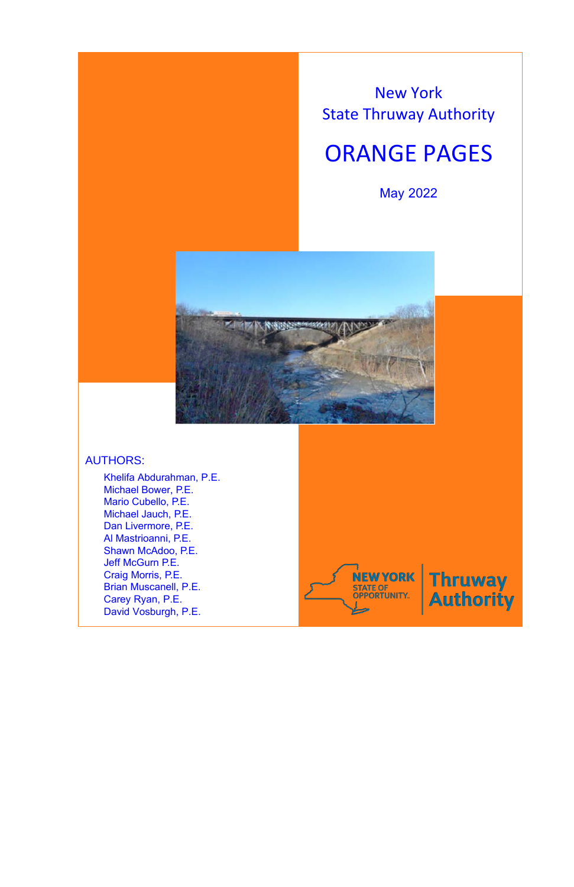New York
State Thruway Authority

# ORANGE PAGES

May 2022

AUTHORS:

- Khelifa Abdurahman, P.E.
- Michael Bower, P.E.
- Mario Cubello, P.E.
- Michael Jauch, P.E.
- Dan Livermore, P.E.
- Al Mastrioanni, P.E.
- Shawn McAdoo, P.E.
- Jeff McGurn P.E.
- Craig Morris, P.E.
- Brian Muscanell, P.E.
- Carey Ryan, P.E.
- David Vosburgh, P.E.

NEW YORK STATE OF OPPORTUNITY. | Thruway Authority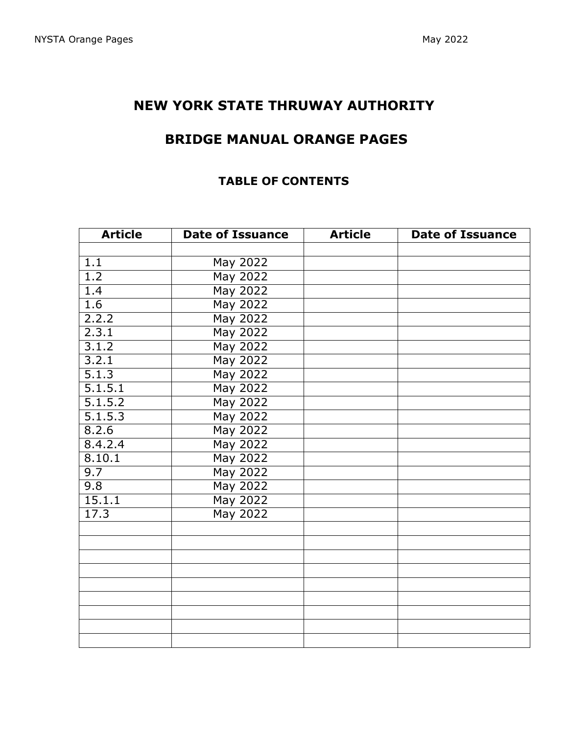# NEW YORK STATE THRUWAY AUTHORITY

# BRIDGE MANUAL ORANGE PAGES

## TABLE OF CONTENTS

| Article | Date of Issuance | Article | Date of Issuance |
|---|---|---|---|
| | | | |
| 1.1 | May 2022 | | |
| 1.2 | May 2022 | | |
| 1.4 | May 2022 | | |
| 1.6 | May 2022 | | |
| 2.2.2 | May 2022 | | |
| 2.3.1 | May 2022 | | |
| 3.1.2 | May 2022 | | |
| 3.2.1 | May 2022 | | |
| 5.1.3 | May 2022 | | |
| 5.1.5.1 | May 2022 | | |
| 5.1.5.2 | May 2022 | | |
| 5.1.5.3 | May 2022 | | |
| 8.2.6 | May 2022 | | |
| 8.4.2.4 | May 2022 | | |
| 8.10.1 | May 2022 | | |
| 9.7 | May 2022 | | |
| 9.8 | May 2022 | | |
| 15.1.1 | May 2022 | | |
| 17.3 | May 2022 | | |
| | | | |
| | | | |
| | | | |
| | | | |
| | | | |
| | | | |
| | | | |
| | | | |
| | | | |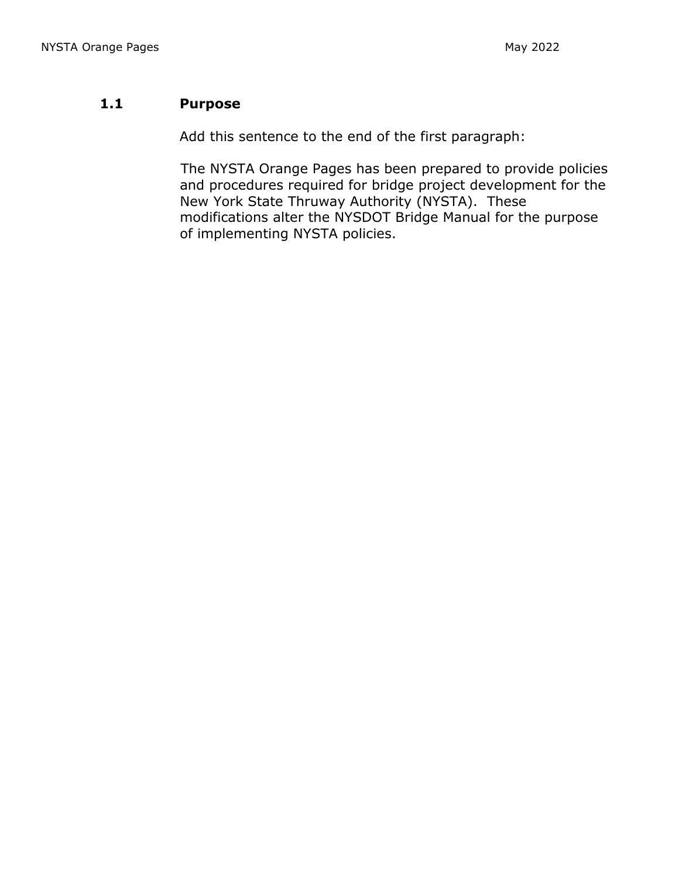## 1.1 Purpose

Add this sentence to the end of the first paragraph:

The NYSTA Orange Pages has been prepared to provide policies and procedures required for bridge project development for the New York State Thruway Authority (NYSTA). These modifications alter the NYSDOT Bridge Manual for the purpose of implementing NYSTA policies.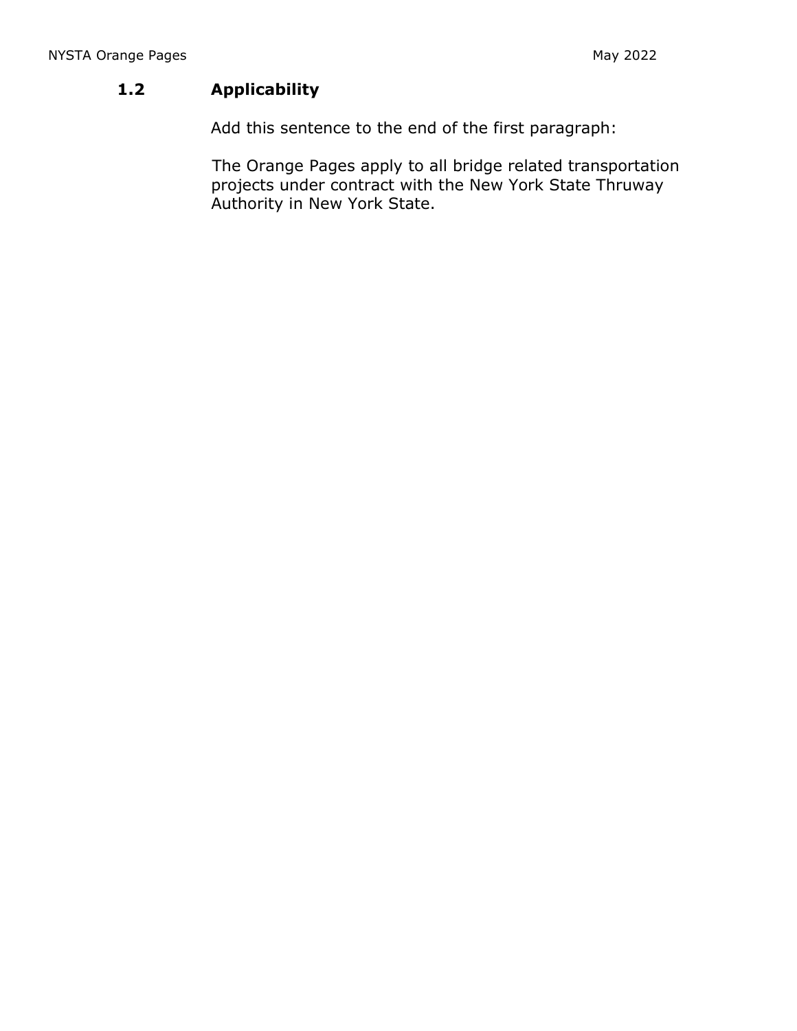## 1.2 Applicability

Add this sentence to the end of the first paragraph:

The Orange Pages apply to all bridge related transportation projects under contract with the New York State Thruway Authority in New York State.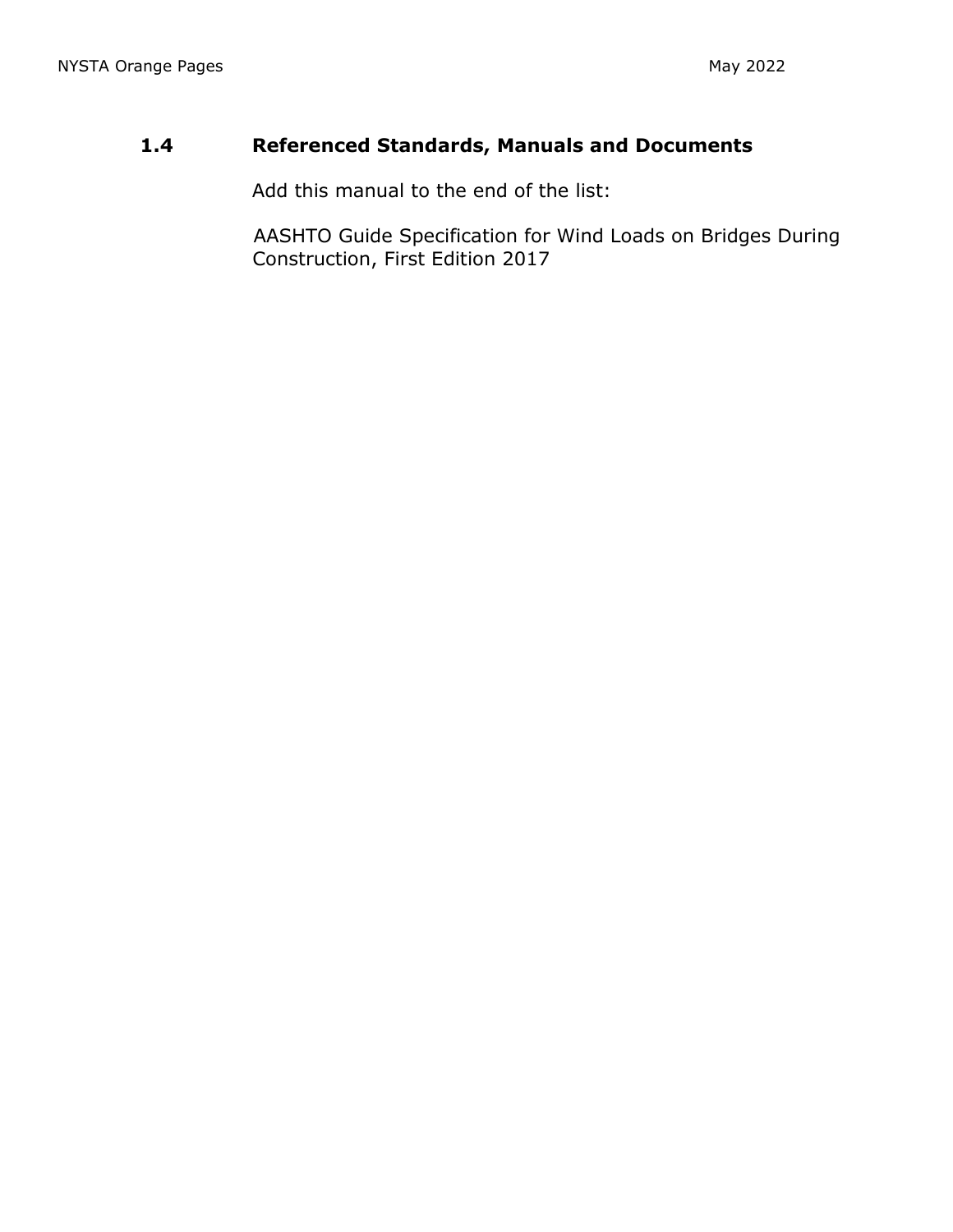## 1.4 Referenced Standards, Manuals and Documents

Add this manual to the end of the list:

AASHTO Guide Specification for Wind Loads on Bridges During Construction, First Edition 2017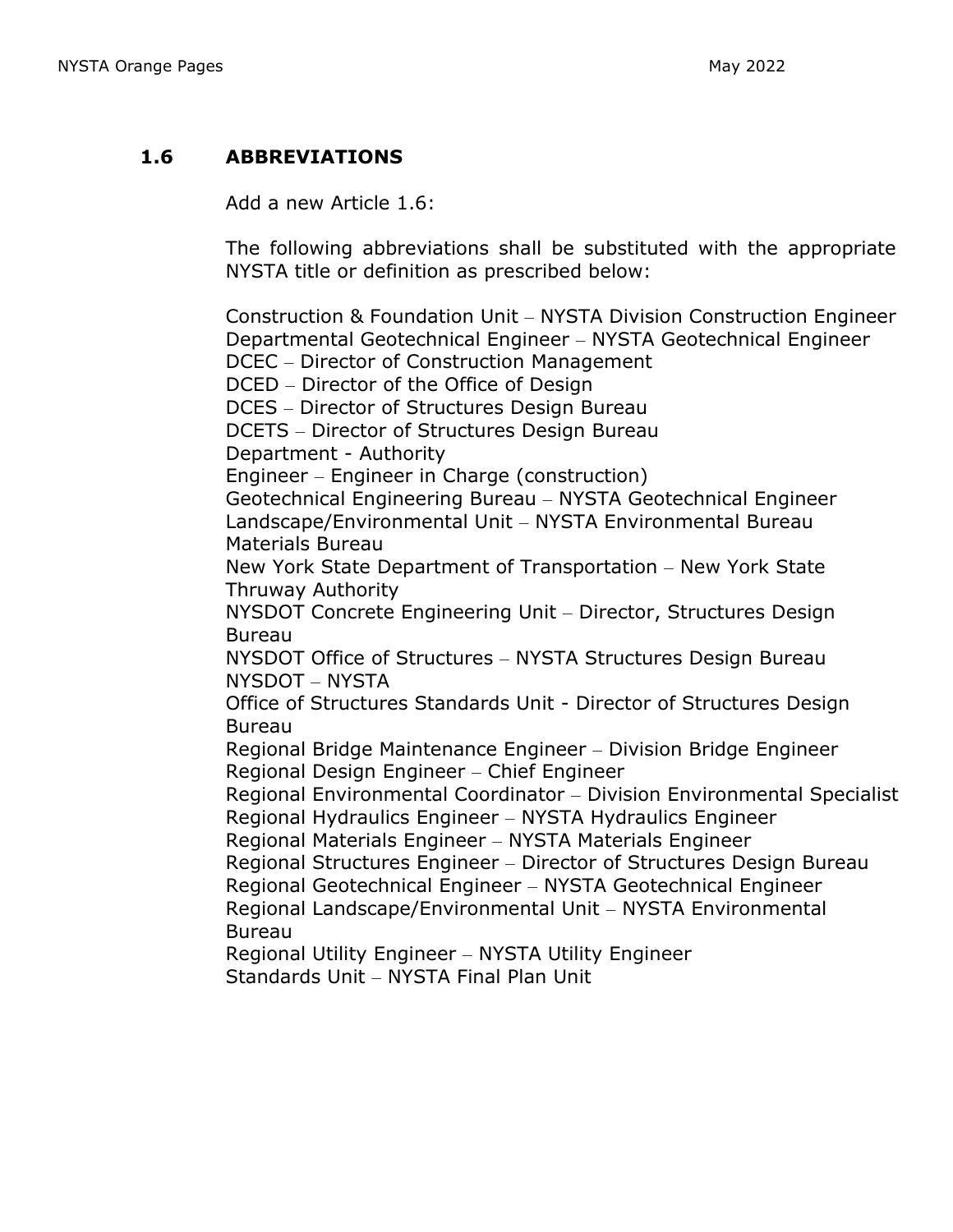## 1.6 ABBREVIATIONS

Add a new Article 1.6:

The following abbreviations shall be substituted with the appropriate NYSTA title or definition as prescribed below:

Construction & Foundation Unit – NYSTA Division Construction Engineer
Departmental Geotechnical Engineer – NYSTA Geotechnical Engineer
DCEC – Director of Construction Management
DCED – Director of the Office of Design
DCES – Director of Structures Design Bureau
DCETS – Director of Structures Design Bureau
Department - Authority
Engineer – Engineer in Charge (construction)
Geotechnical Engineering Bureau – NYSTA Geotechnical Engineer
Landscape/Environmental Unit – NYSTA Environmental Bureau
Materials Bureau
New York State Department of Transportation – New York State Thruway Authority
NYSDOT Concrete Engineering Unit – Director, Structures Design Bureau
NYSDOT Office of Structures – NYSTA Structures Design Bureau
NYSDOT – NYSTA
Office of Structures Standards Unit - Director of Structures Design Bureau
Regional Bridge Maintenance Engineer – Division Bridge Engineer
Regional Design Engineer – Chief Engineer
Regional Environmental Coordinator – Division Environmental Specialist
Regional Hydraulics Engineer – NYSTA Hydraulics Engineer
Regional Materials Engineer – NYSTA Materials Engineer
Regional Structures Engineer – Director of Structures Design Bureau
Regional Geotechnical Engineer – NYSTA Geotechnical Engineer
Regional Landscape/Environmental Unit – NYSTA Environmental Bureau
Regional Utility Engineer – NYSTA Utility Engineer
Standards Unit – NYSTA Final Plan Unit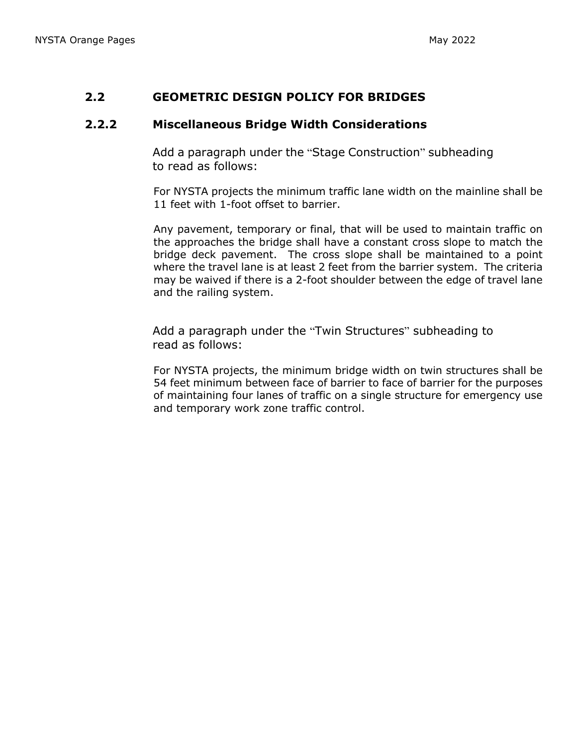## 2.2 GEOMETRIC DESIGN POLICY FOR BRIDGES

### 2.2.2 Miscellaneous Bridge Width Considerations

Add a paragraph under the "Stage Construction" subheading to read as follows:

For NYSTA projects the minimum traffic lane width on the mainline shall be 11 feet with 1-foot offset to barrier.

Any pavement, temporary or final, that will be used to maintain traffic on the approaches the bridge shall have a constant cross slope to match the bridge deck pavement. The cross slope shall be maintained to a point where the travel lane is at least 2 feet from the barrier system. The criteria may be waived if there is a 2-foot shoulder between the edge of travel lane and the railing system.

Add a paragraph under the "Twin Structures" subheading to read as follows:

For NYSTA projects, the minimum bridge width on twin structures shall be 54 feet minimum between face of barrier to face of barrier for the purposes of maintaining four lanes of traffic on a single structure for emergency use and temporary work zone traffic control.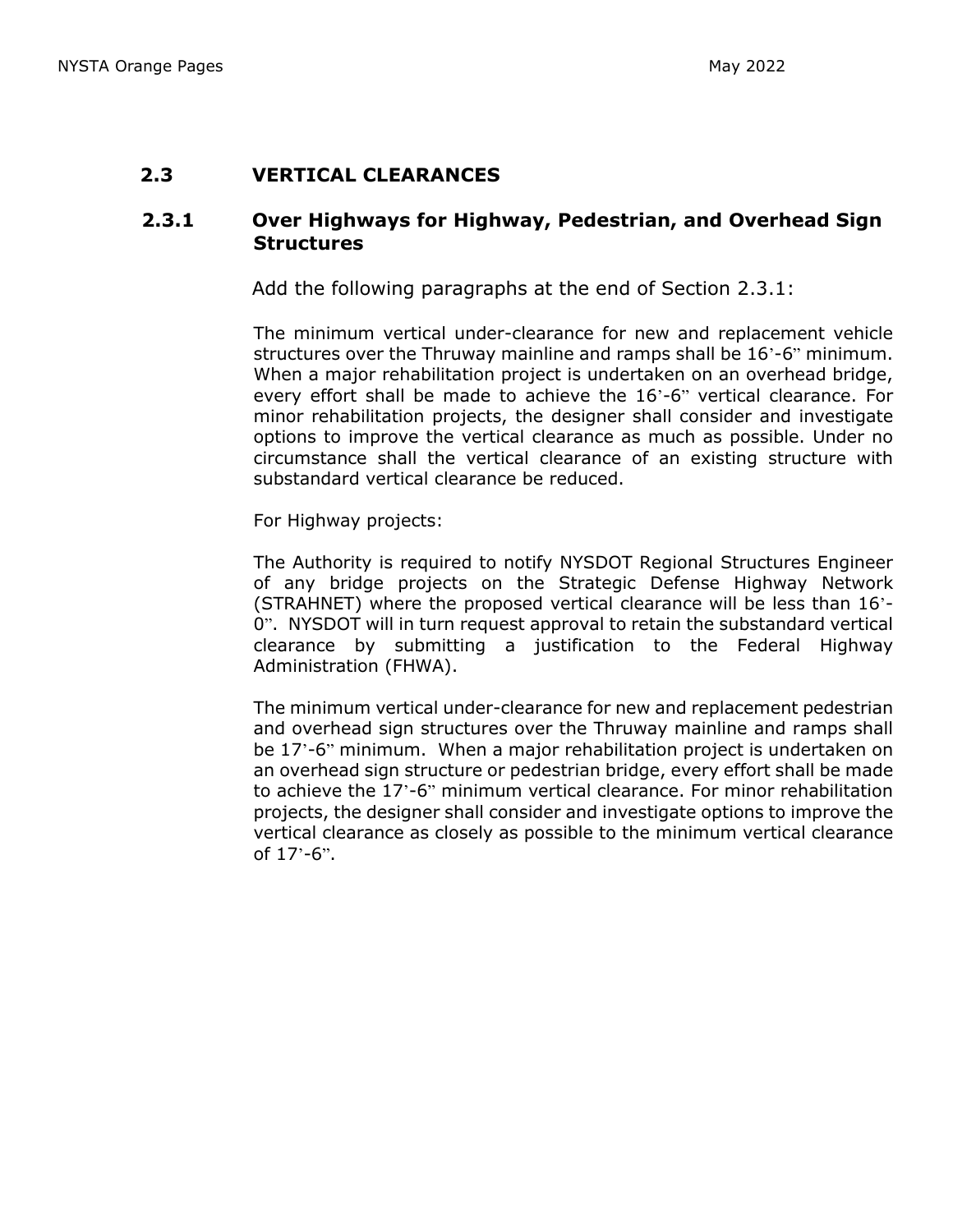## 2.3 VERTICAL CLEARANCES

### 2.3.1 Over Highways for Highway, Pedestrian, and Overhead Sign Structures

Add the following paragraphs at the end of Section 2.3.1:

The minimum vertical under-clearance for new and replacement vehicle structures over the Thruway mainline and ramps shall be 16'-6" minimum. When a major rehabilitation project is undertaken on an overhead bridge, every effort shall be made to achieve the 16'-6" vertical clearance. For minor rehabilitation projects, the designer shall consider and investigate options to improve the vertical clearance as much as possible. Under no circumstance shall the vertical clearance of an existing structure with substandard vertical clearance be reduced.

For Highway projects:

The Authority is required to notify NYSDOT Regional Structures Engineer of any bridge projects on the Strategic Defense Highway Network (STRAHNET) where the proposed vertical clearance will be less than 16'-0". NYSDOT will in turn request approval to retain the substandard vertical clearance by submitting a justification to the Federal Highway Administration (FHWA).

The minimum vertical under-clearance for new and replacement pedestrian and overhead sign structures over the Thruway mainline and ramps shall be 17'-6" minimum. When a major rehabilitation project is undertaken on an overhead sign structure or pedestrian bridge, every effort shall be made to achieve the 17'-6" minimum vertical clearance. For minor rehabilitation projects, the designer shall consider and investigate options to improve the vertical clearance as closely as possible to the minimum vertical clearance of 17'-6".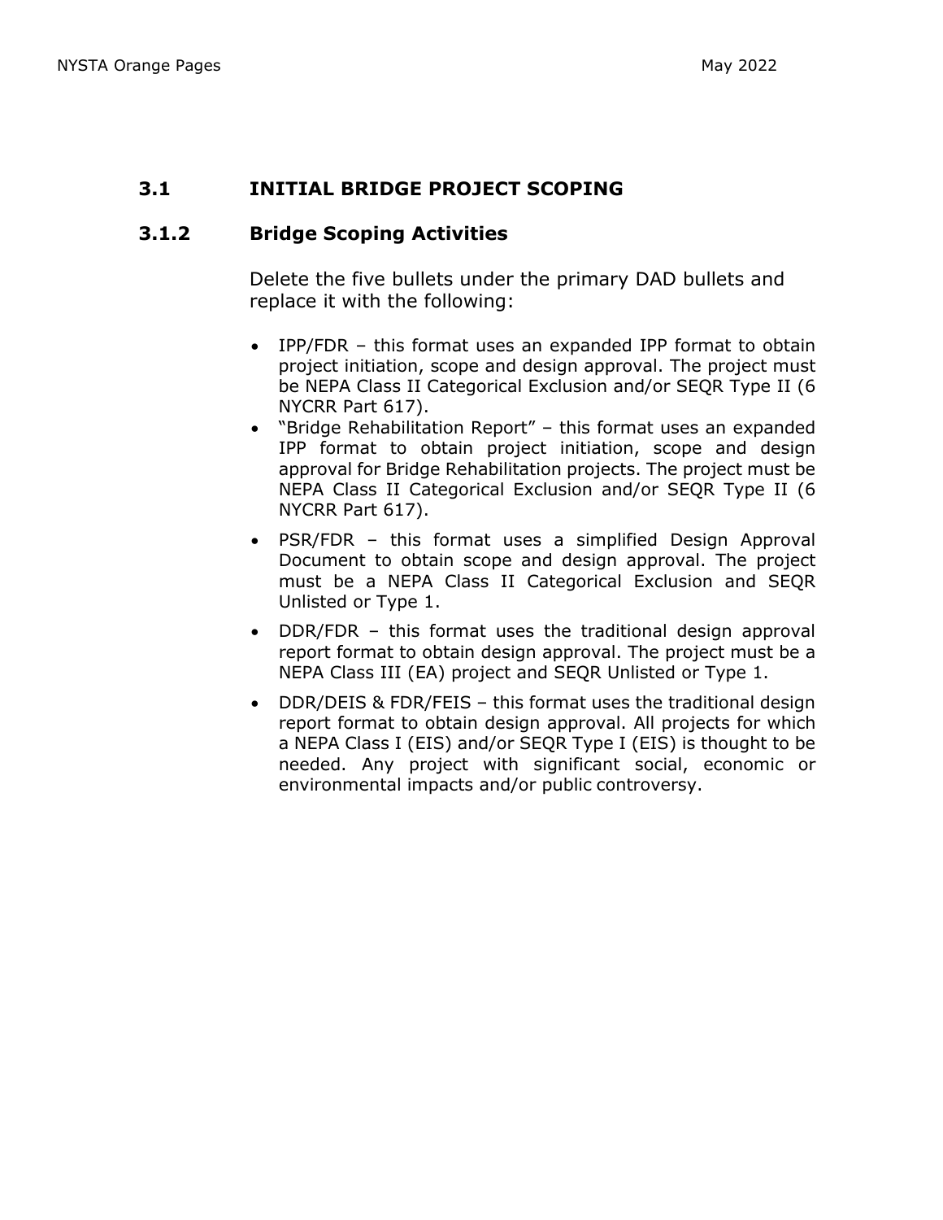## 3.1 INITIAL BRIDGE PROJECT SCOPING

### 3.1.2 Bridge Scoping Activities

Delete the five bullets under the primary DAD bullets and replace it with the following:

- IPP/FDR – this format uses an expanded IPP format to obtain project initiation, scope and design approval. The project must be NEPA Class II Categorical Exclusion and/or SEQR Type II (6 NYCRR Part 617).
- "Bridge Rehabilitation Report" – this format uses an expanded IPP format to obtain project initiation, scope and design approval for Bridge Rehabilitation projects. The project must be NEPA Class II Categorical Exclusion and/or SEQR Type II (6 NYCRR Part 617).
- PSR/FDR – this format uses a simplified Design Approval Document to obtain scope and design approval. The project must be a NEPA Class II Categorical Exclusion and SEQR Unlisted or Type 1.
- DDR/FDR – this format uses the traditional design approval report format to obtain design approval. The project must be a NEPA Class III (EA) project and SEQR Unlisted or Type 1.
- DDR/DEIS & FDR/FEIS – this format uses the traditional design report format to obtain design approval. All projects for which a NEPA Class I (EIS) and/or SEQR Type I (EIS) is thought to be needed. Any project with significant social, economic or environmental impacts and/or public controversy.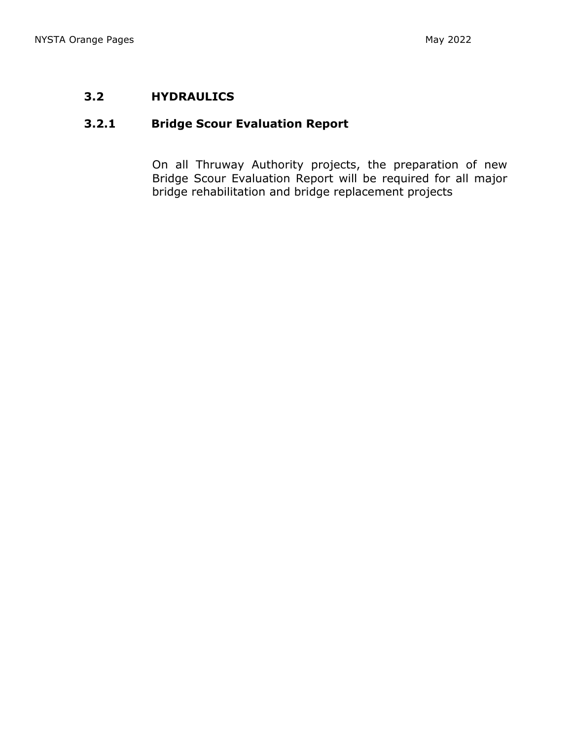## 3.2 HYDRAULICS

### 3.2.1 Bridge Scour Evaluation Report

On all Thruway Authority projects, the preparation of new Bridge Scour Evaluation Report will be required for all major bridge rehabilitation and bridge replacement projects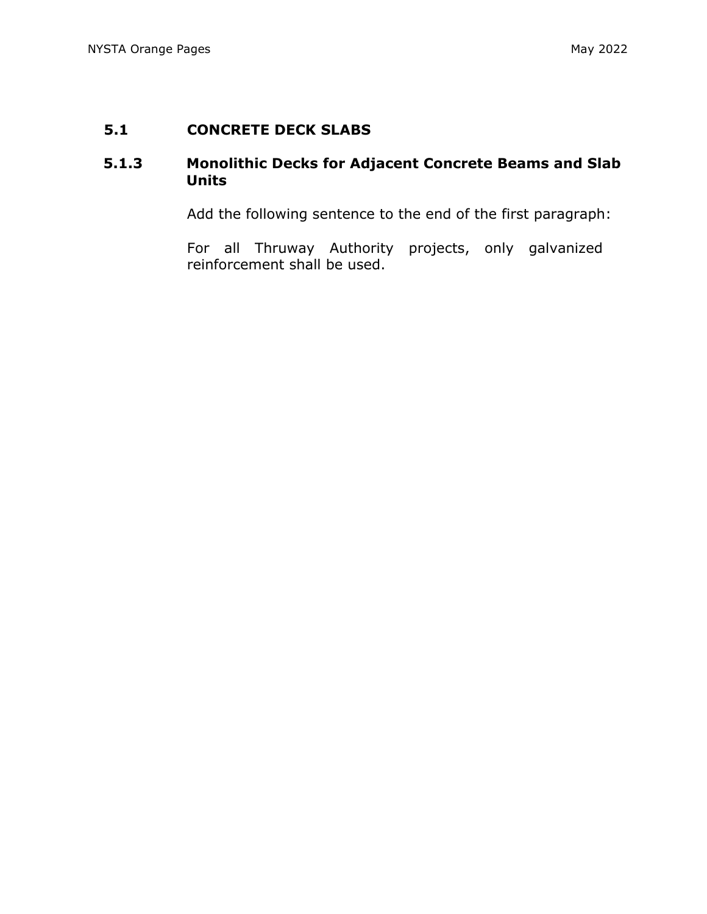## 5.1 CONCRETE DECK SLABS

### 5.1.3 Monolithic Decks for Adjacent Concrete Beams and Slab Units

Add the following sentence to the end of the first paragraph:

For all Thruway Authority projects, only galvanized reinforcement shall be used.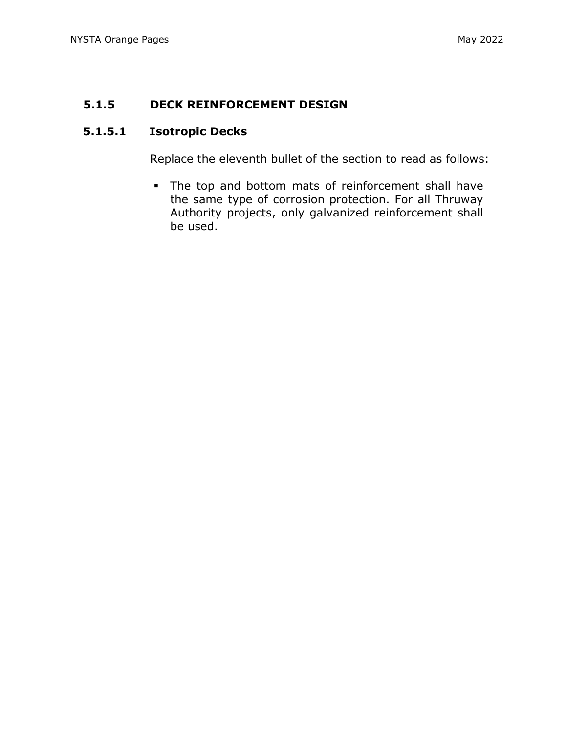## 5.1.5 DECK REINFORCEMENT DESIGN

### 5.1.5.1 Isotropic Decks

Replace the eleventh bullet of the section to read as follows:

- The top and bottom mats of reinforcement shall have the same type of corrosion protection. For all Thruway Authority projects, only galvanized reinforcement shall be used.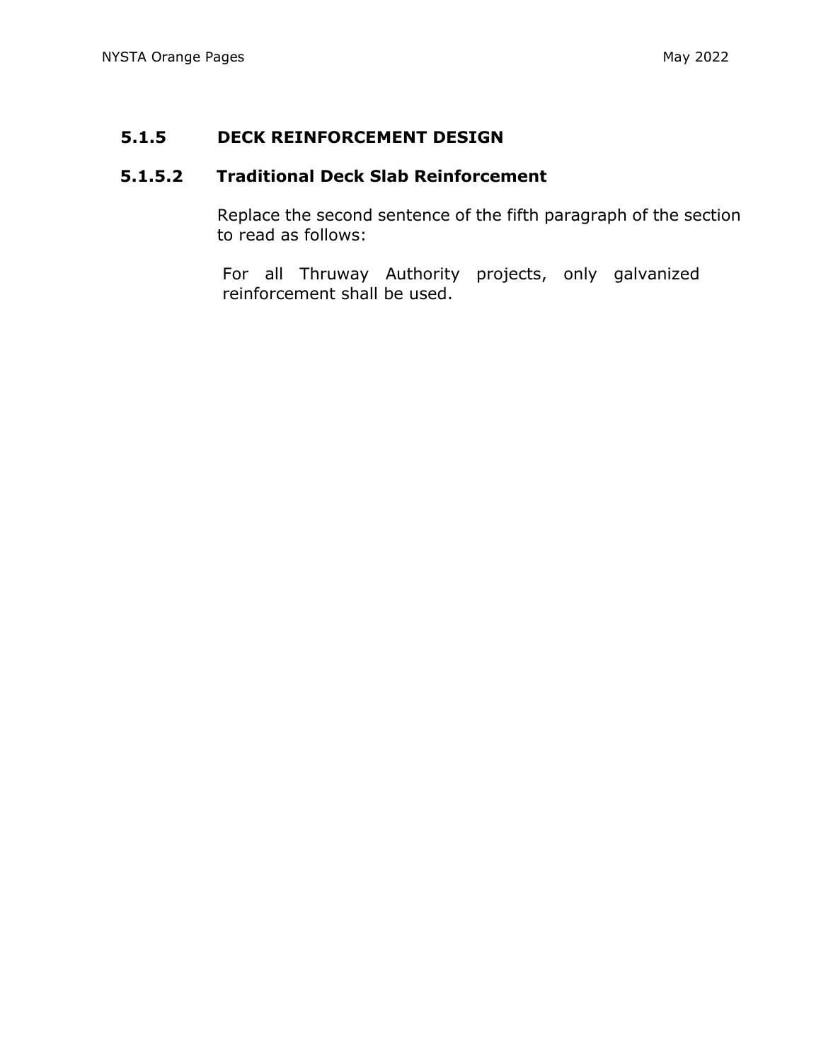## 5.1.5 DECK REINFORCEMENT DESIGN

### 5.1.5.2 Traditional Deck Slab Reinforcement

Replace the second sentence of the fifth paragraph of the section to read as follows:

> For all Thruway Authority projects, only galvanized reinforcement shall be used.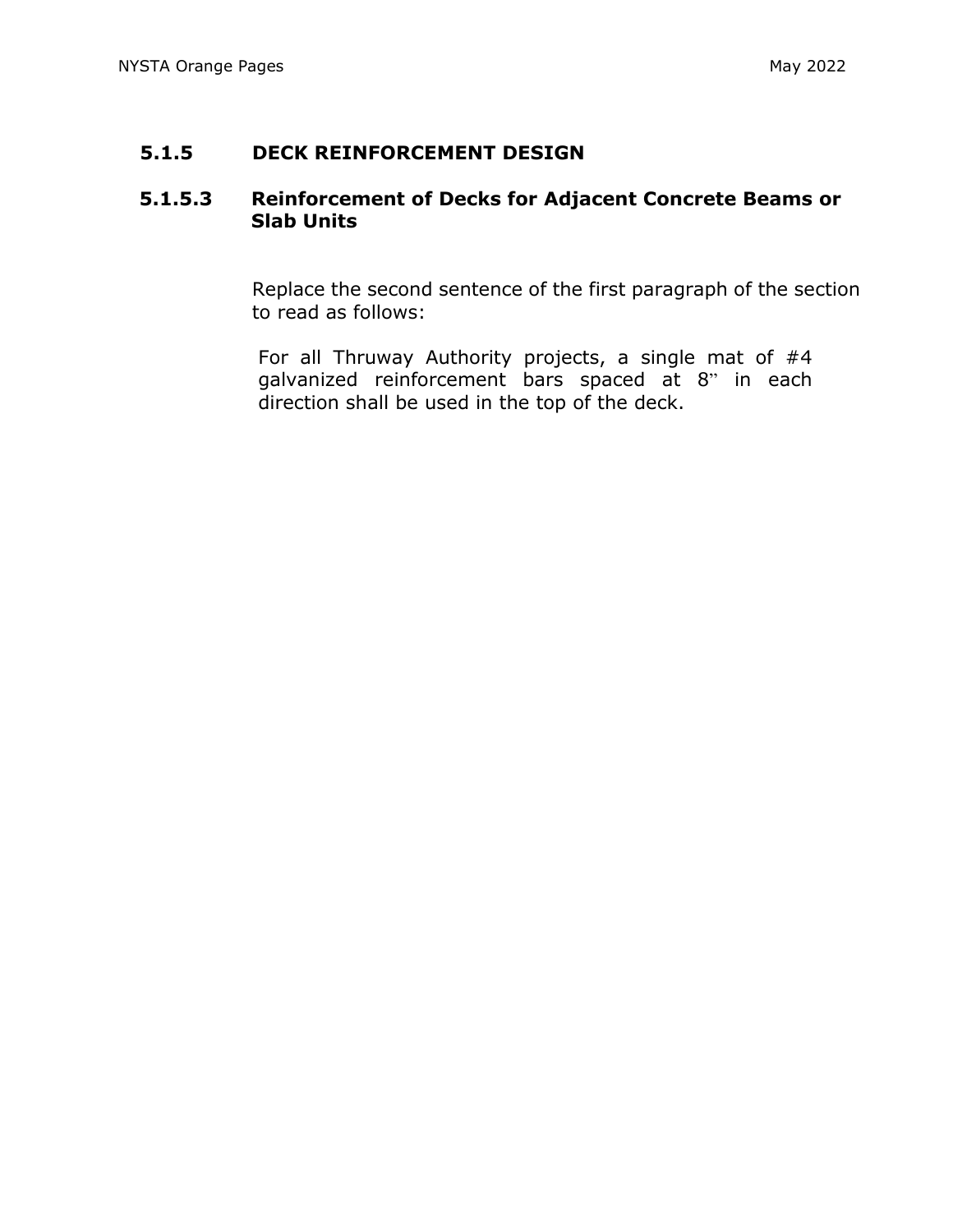## 5.1.5 DECK REINFORCEMENT DESIGN

### 5.1.5.3 Reinforcement of Decks for Adjacent Concrete Beams or Slab Units

Replace the second sentence of the first paragraph of the section to read as follows:

For all Thruway Authority projects, a single mat of #4 galvanized reinforcement bars spaced at 8" in each direction shall be used in the top of the deck.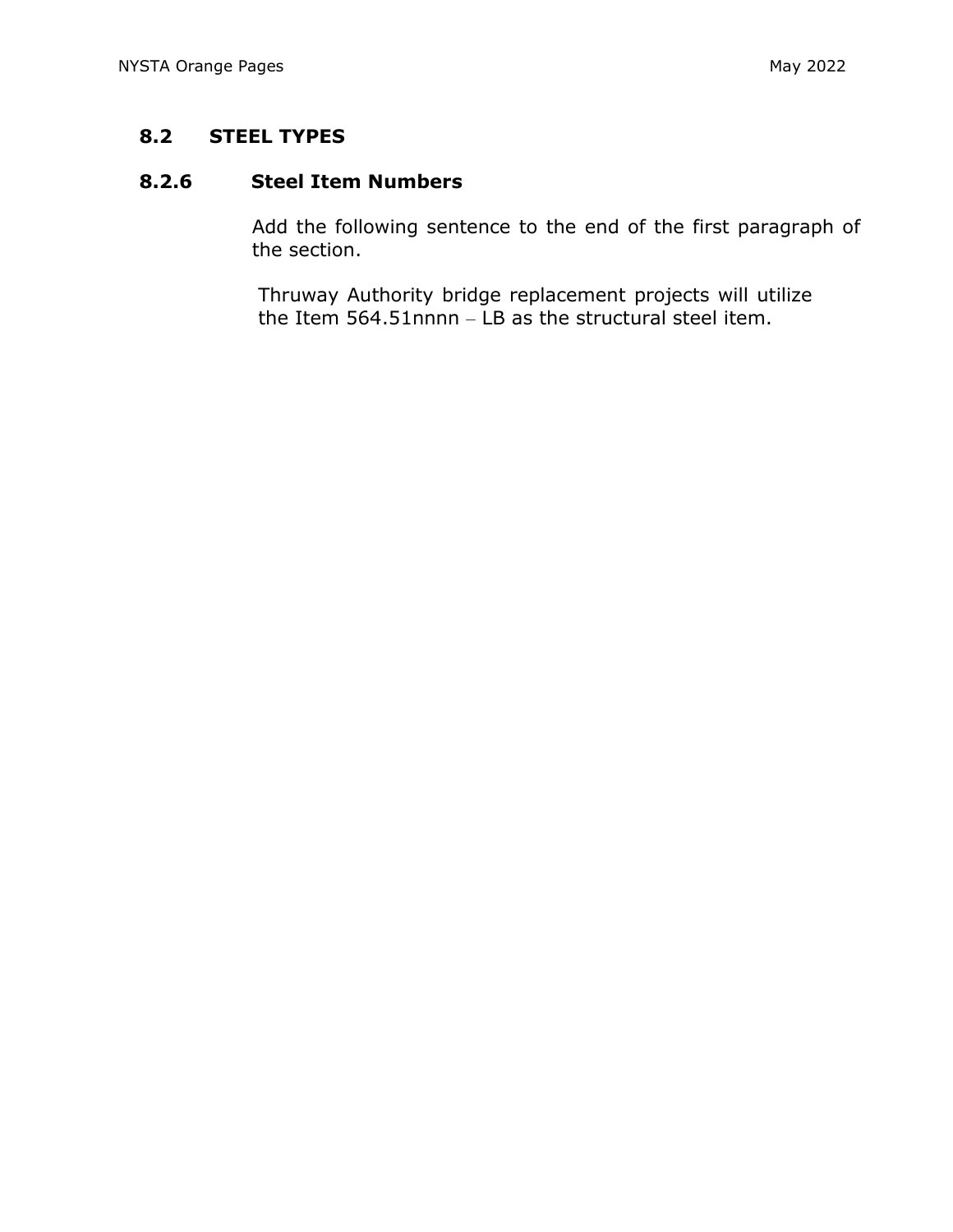## 8.2 STEEL TYPES

### 8.2.6 Steel Item Numbers

Add the following sentence to the end of the first paragraph of the section.

Thruway Authority bridge replacement projects will utilize the Item 564.51nnnn – LB as the structural steel item.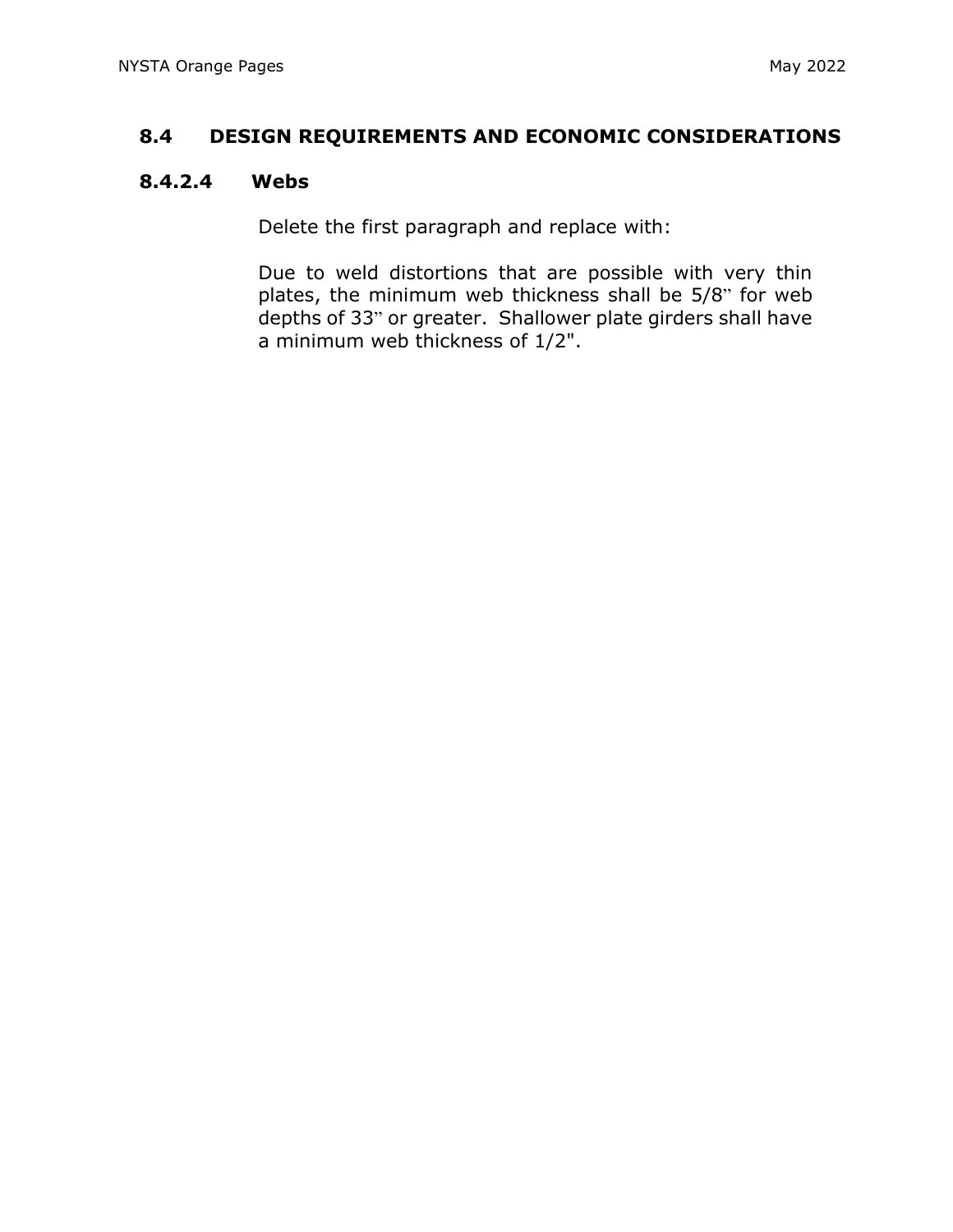## 8.4 DESIGN REQUIREMENTS AND ECONOMIC CONSIDERATIONS

### 8.4.2.4 Webs

Delete the first paragraph and replace with:

Due to weld distortions that are possible with very thin plates, the minimum web thickness shall be 5/8" for web depths of 33" or greater. Shallower plate girders shall have a minimum web thickness of 1/2".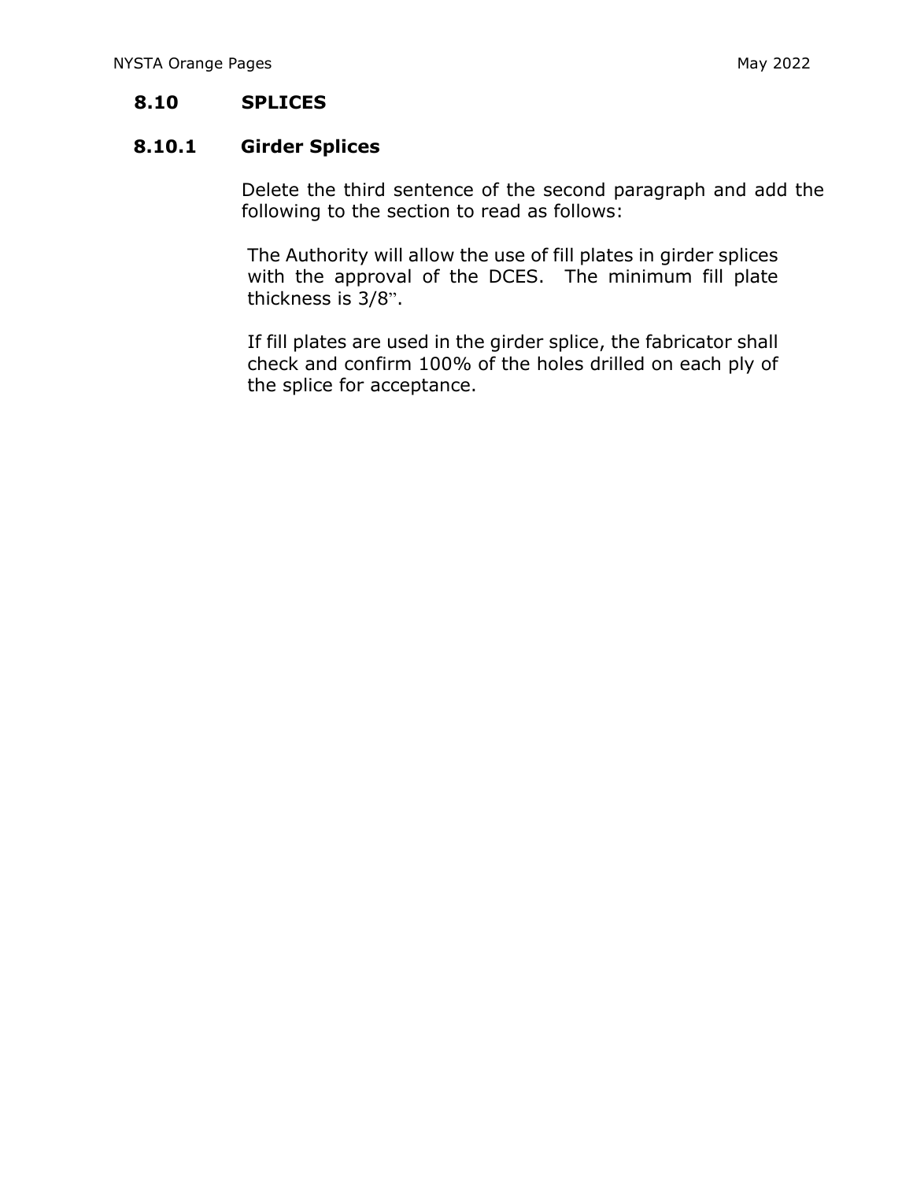## 8.10 SPLICES

### 8.10.1 Girder Splices

Delete the third sentence of the second paragraph and add the following to the section to read as follows:

The Authority will allow the use of fill plates in girder splices with the approval of the DCES. The minimum fill plate thickness is 3/8".

If fill plates are used in the girder splice, the fabricator shall check and confirm 100% of the holes drilled on each ply of the splice for acceptance.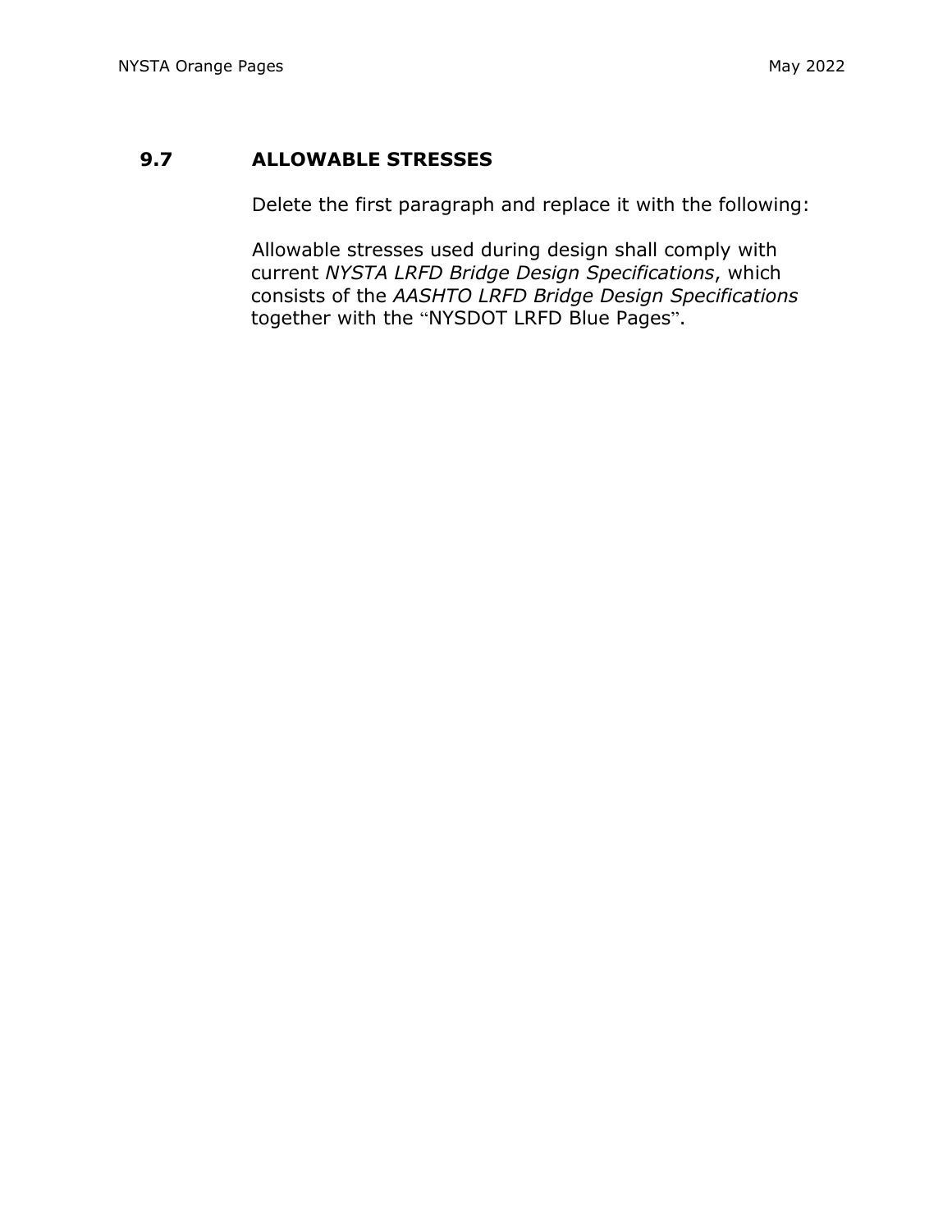## 9.7 ALLOWABLE STRESSES

Delete the first paragraph and replace it with the following:

Allowable stresses used during design shall comply with current *NYSTA LRFD Bridge Design Specifications*, which consists of the *AASHTO LRFD Bridge Design Specifications* together with the "NYSDOT LRFD Blue Pages".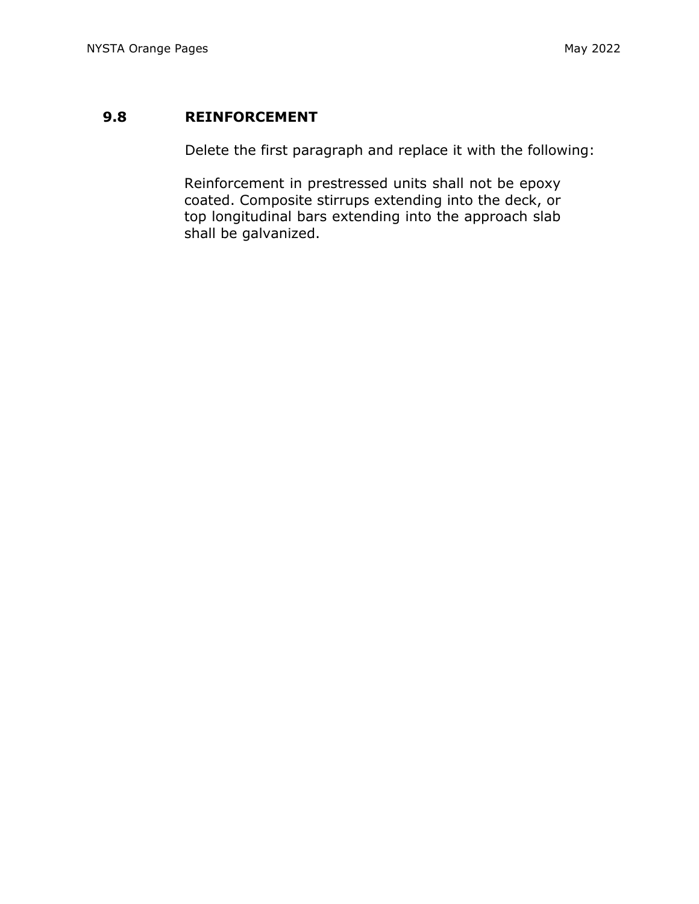## 9.8 REINFORCEMENT

Delete the first paragraph and replace it with the following:

Reinforcement in prestressed units shall not be epoxy coated. Composite stirrups extending into the deck, or top longitudinal bars extending into the approach slab shall be galvanized.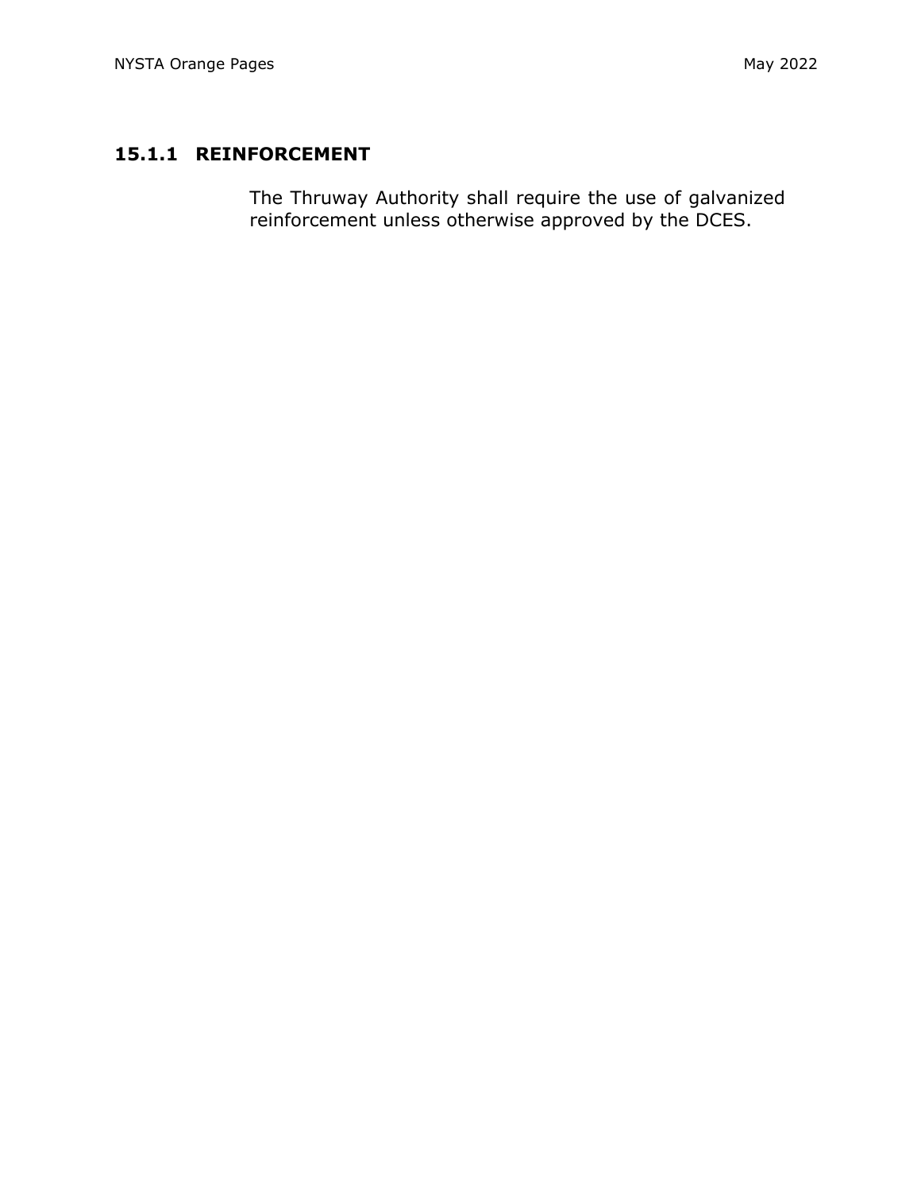### 15.1.1 REINFORCEMENT

The Thruway Authority shall require the use of galvanized reinforcement unless otherwise approved by the DCES.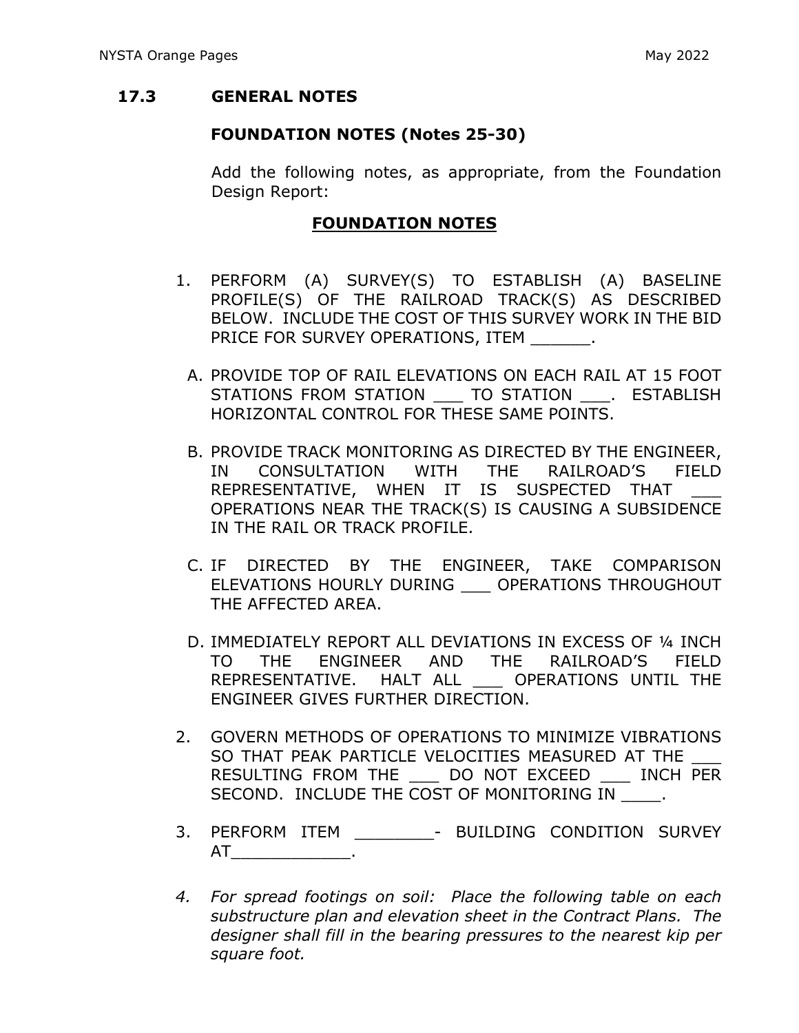## 17.3 GENERAL NOTES

### FOUNDATION NOTES (Notes 25-30)

Add the following notes, as appropriate, from the Foundation Design Report:

**FOUNDATION NOTES**

1. PERFORM (A) SURVEY(S) TO ESTABLISH (A) BASELINE PROFILE(S) OF THE RAILROAD TRACK(S) AS DESCRIBED BELOW. INCLUDE THE COST OF THIS SURVEY WORK IN THE BID PRICE FOR SURVEY OPERATIONS, ITEM ______.

   A. PROVIDE TOP OF RAIL ELEVATIONS ON EACH RAIL AT 15 FOOT STATIONS FROM STATION ___ TO STATION ___. ESTABLISH HORIZONTAL CONTROL FOR THESE SAME POINTS.

   B. PROVIDE TRACK MONITORING AS DIRECTED BY THE ENGINEER, IN CONSULTATION WITH THE RAILROAD'S FIELD REPRESENTATIVE, WHEN IT IS SUSPECTED THAT ___ OPERATIONS NEAR THE TRACK(S) IS CAUSING A SUBSIDENCE IN THE RAIL OR TRACK PROFILE.

   C. IF DIRECTED BY THE ENGINEER, TAKE COMPARISON ELEVATIONS HOURLY DURING ___ OPERATIONS THROUGHOUT THE AFFECTED AREA.

   D. IMMEDIATELY REPORT ALL DEVIATIONS IN EXCESS OF ¼ INCH TO THE ENGINEER AND THE RAILROAD'S FIELD REPRESENTATIVE. HALT ALL ___ OPERATIONS UNTIL THE ENGINEER GIVES FURTHER DIRECTION.

2. GOVERN METHODS OF OPERATIONS TO MINIMIZE VIBRATIONS SO THAT PEAK PARTICLE VELOCITIES MEASURED AT THE ___ RESULTING FROM THE ___ DO NOT EXCEED ___ INCH PER SECOND. INCLUDE THE COST OF MONITORING IN ____.

3. PERFORM ITEM ________- BUILDING CONDITION SURVEY AT____________.

4. *For spread footings on soil: Place the following table on each substructure plan and elevation sheet in the Contract Plans. The designer shall fill in the bearing pressures to the nearest kip per square foot.*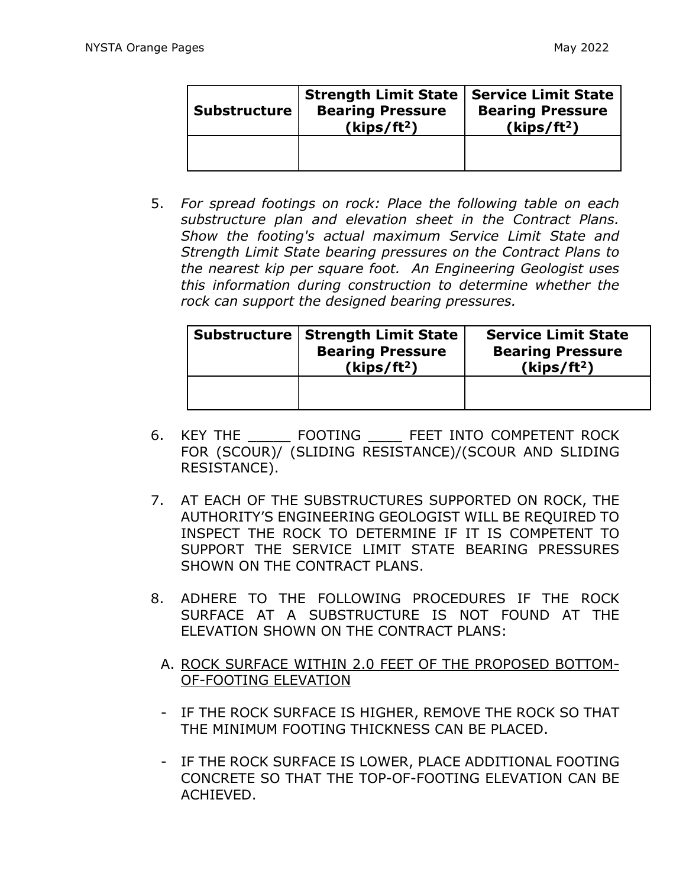| Substructure | Strength Limit State Bearing Pressure (kips/ft$^2$) | Service Limit State Bearing Pressure (kips/ft$^2$) |
|---|---|---|
| | | |

5. *For spread footings on rock: Place the following table on each substructure plan and elevation sheet in the Contract Plans. Show the footing's actual maximum Service Limit State and Strength Limit State bearing pressures on the Contract Plans to the nearest kip per square foot. An Engineering Geologist uses this information during construction to determine whether the rock can support the designed bearing pressures.*

| Substructure | Strength Limit State Bearing Pressure (kips/ft$^2$) | Service Limit State Bearing Pressure (kips/ft$^2$) |
|---|---|---|
| | | |

6. KEY THE _____ FOOTING ____ FEET INTO COMPETENT ROCK FOR (SCOUR)/ (SLIDING RESISTANCE)/(SCOUR AND SLIDING RESISTANCE).

7. AT EACH OF THE SUBSTRUCTURES SUPPORTED ON ROCK, THE AUTHORITY'S ENGINEERING GEOLOGIST WILL BE REQUIRED TO INSPECT THE ROCK TO DETERMINE IF IT IS COMPETENT TO SUPPORT THE SERVICE LIMIT STATE BEARING PRESSURES SHOWN ON THE CONTRACT PLANS.

8. ADHERE TO THE FOLLOWING PROCEDURES IF THE ROCK SURFACE AT A SUBSTRUCTURE IS NOT FOUND AT THE ELEVATION SHOWN ON THE CONTRACT PLANS:

   A. <u>ROCK SURFACE WITHIN 2.0 FEET OF THE PROPOSED BOTTOM-OF-FOOTING ELEVATION</u>

   - IF THE ROCK SURFACE IS HIGHER, REMOVE THE ROCK SO THAT THE MINIMUM FOOTING THICKNESS CAN BE PLACED.

   - IF THE ROCK SURFACE IS LOWER, PLACE ADDITIONAL FOOTING CONCRETE SO THAT THE TOP-OF-FOOTING ELEVATION CAN BE ACHIEVED.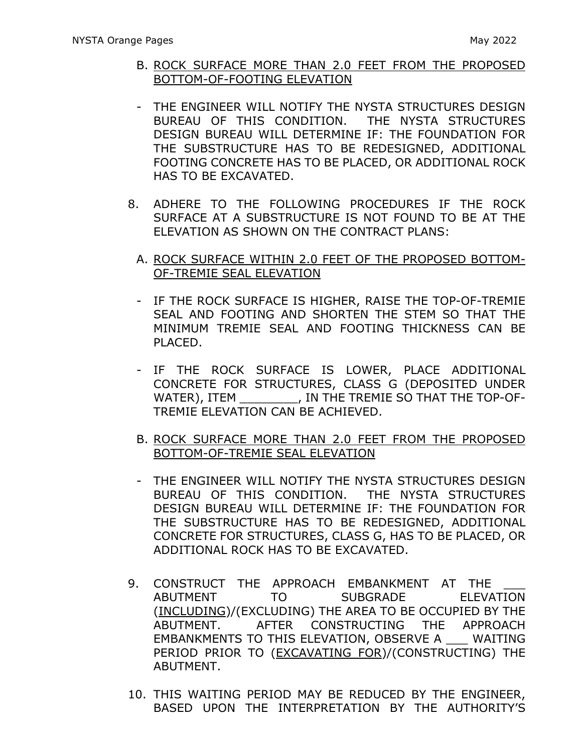B. <u>ROCK SURFACE MORE THAN 2.0 FEET FROM THE PROPOSED BOTTOM-OF-FOOTING ELEVATION</u>

- THE ENGINEER WILL NOTIFY THE NYSTA STRUCTURES DESIGN BUREAU OF THIS CONDITION. THE NYSTA STRUCTURES DESIGN BUREAU WILL DETERMINE IF: THE FOUNDATION FOR THE SUBSTRUCTURE HAS TO BE REDESIGNED, ADDITIONAL FOOTING CONCRETE HAS TO BE PLACED, OR ADDITIONAL ROCK HAS TO BE EXCAVATED.

8. ADHERE TO THE FOLLOWING PROCEDURES IF THE ROCK SURFACE AT A SUBSTRUCTURE IS NOT FOUND TO BE AT THE ELEVATION AS SHOWN ON THE CONTRACT PLANS:

   A. <u>ROCK SURFACE WITHIN 2.0 FEET OF THE PROPOSED BOTTOM-OF-TREMIE SEAL ELEVATION</u>

   - IF THE ROCK SURFACE IS HIGHER, RAISE THE TOP-OF-TREMIE SEAL AND FOOTING AND SHORTEN THE STEM SO THAT THE MINIMUM TREMIE SEAL AND FOOTING THICKNESS CAN BE PLACED.

   - IF THE ROCK SURFACE IS LOWER, PLACE ADDITIONAL CONCRETE FOR STRUCTURES, CLASS G (DEPOSITED UNDER WATER), ITEM ________, IN THE TREMIE SO THAT THE TOP-OF-TREMIE ELEVATION CAN BE ACHIEVED.

   B. <u>ROCK SURFACE MORE THAN 2.0 FEET FROM THE PROPOSED BOTTOM-OF-TREMIE SEAL ELEVATION</u>

   - THE ENGINEER WILL NOTIFY THE NYSTA STRUCTURES DESIGN BUREAU OF THIS CONDITION. THE NYSTA STRUCTURES DESIGN BUREAU WILL DETERMINE IF: THE FOUNDATION FOR THE SUBSTRUCTURE HAS TO BE REDESIGNED, ADDITIONAL CONCRETE FOR STRUCTURES, CLASS G, HAS TO BE PLACED, OR ADDITIONAL ROCK HAS TO BE EXCAVATED.

9. CONSTRUCT THE APPROACH EMBANKMENT AT THE ___ ABUTMENT TO SUBGRADE ELEVATION (<u>INCLUDING</u>)/(EXCLUDING) THE AREA TO BE OCCUPIED BY THE ABUTMENT. AFTER CONSTRUCTING THE APPROACH EMBANKMENTS TO THIS ELEVATION, OBSERVE A ___ WAITING PERIOD PRIOR TO (<u>EXCAVATING FOR</u>)/(CONSTRUCTING) THE ABUTMENT.

10. THIS WAITING PERIOD MAY BE REDUCED BY THE ENGINEER, BASED UPON THE INTERPRETATION BY THE AUTHORITY'S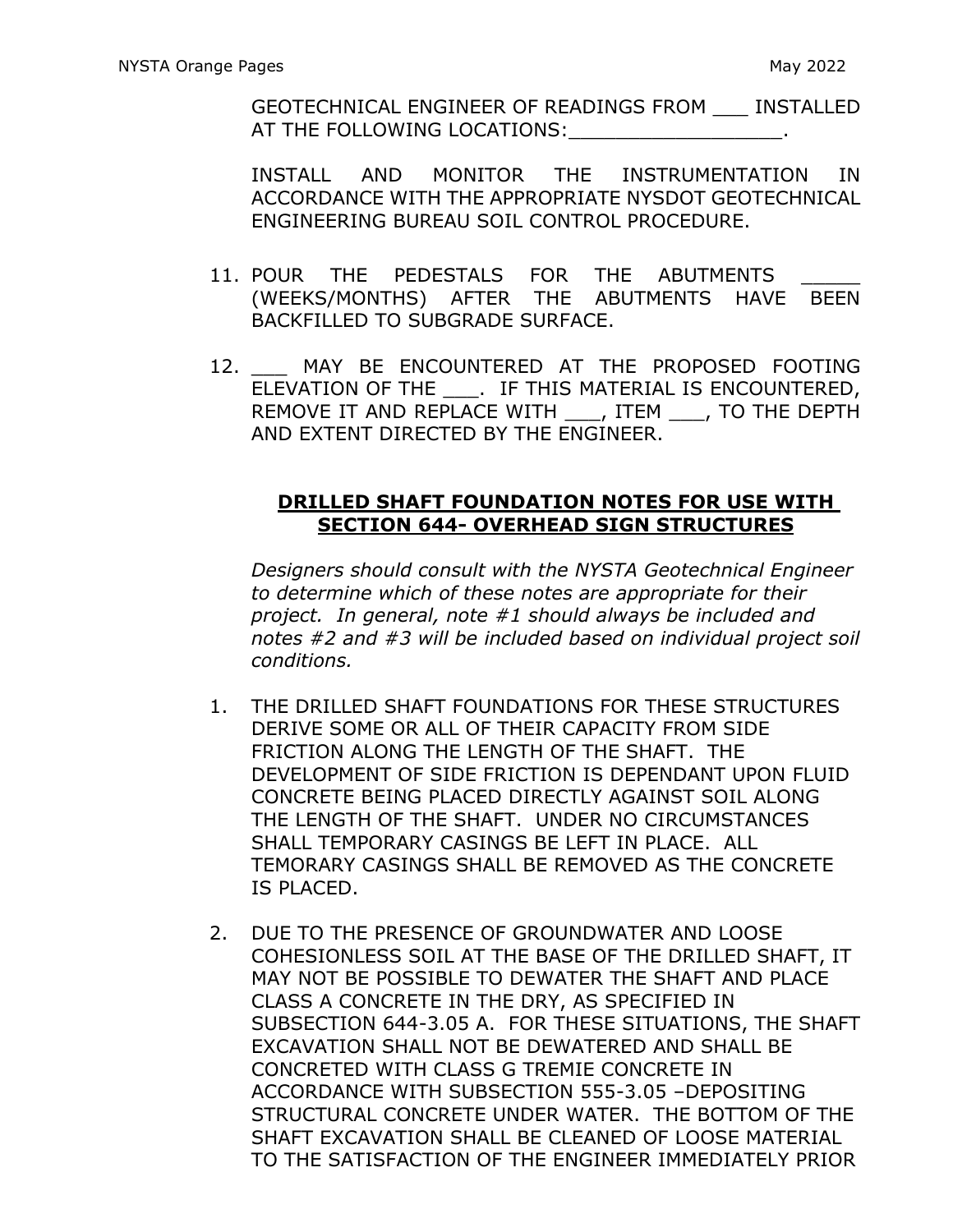GEOTECHNICAL ENGINEER OF READINGS FROM ___ INSTALLED AT THE FOLLOWING LOCATIONS:_________________.

INSTALL AND MONITOR THE INSTRUMENTATION IN ACCORDANCE WITH THE APPROPRIATE NYSDOT GEOTECHNICAL ENGINEERING BUREAU SOIL CONTROL PROCEDURE.

11. POUR THE PEDESTALS FOR THE ABUTMENTS _____ (WEEKS/MONTHS) AFTER THE ABUTMENTS HAVE BEEN BACKFILLED TO SUBGRADE SURFACE.

12. ___ MAY BE ENCOUNTERED AT THE PROPOSED FOOTING ELEVATION OF THE ___. IF THIS MATERIAL IS ENCOUNTERED, REMOVE IT AND REPLACE WITH ___, ITEM ___, TO THE DEPTH AND EXTENT DIRECTED BY THE ENGINEER.

## DRILLED SHAFT FOUNDATION NOTES FOR USE WITH SECTION 644- OVERHEAD SIGN STRUCTURES

*Designers should consult with the NYSTA Geotechnical Engineer to determine which of these notes are appropriate for their project. In general, note #1 should always be included and notes #2 and #3 will be included based on individual project soil conditions.*

1. THE DRILLED SHAFT FOUNDATIONS FOR THESE STRUCTURES DERIVE SOME OR ALL OF THEIR CAPACITY FROM SIDE FRICTION ALONG THE LENGTH OF THE SHAFT. THE DEVELOPMENT OF SIDE FRICTION IS DEPENDANT UPON FLUID CONCRETE BEING PLACED DIRECTLY AGAINST SOIL ALONG THE LENGTH OF THE SHAFT. UNDER NO CIRCUMSTANCES SHALL TEMPORARY CASINGS BE LEFT IN PLACE. ALL TEMORARY CASINGS SHALL BE REMOVED AS THE CONCRETE IS PLACED.

2. DUE TO THE PRESENCE OF GROUNDWATER AND LOOSE COHESIONLESS SOIL AT THE BASE OF THE DRILLED SHAFT, IT MAY NOT BE POSSIBLE TO DEWATER THE SHAFT AND PLACE CLASS A CONCRETE IN THE DRY, AS SPECIFIED IN SUBSECTION 644-3.05 A. FOR THESE SITUATIONS, THE SHAFT EXCAVATION SHALL NOT BE DEWATERED AND SHALL BE CONCRETED WITH CLASS G TREMIE CONCRETE IN ACCORDANCE WITH SUBSECTION 555-3.05 –DEPOSITING STRUCTURAL CONCRETE UNDER WATER. THE BOTTOM OF THE SHAFT EXCAVATION SHALL BE CLEANED OF LOOSE MATERIAL TO THE SATISFACTION OF THE ENGINEER IMMEDIATELY PRIOR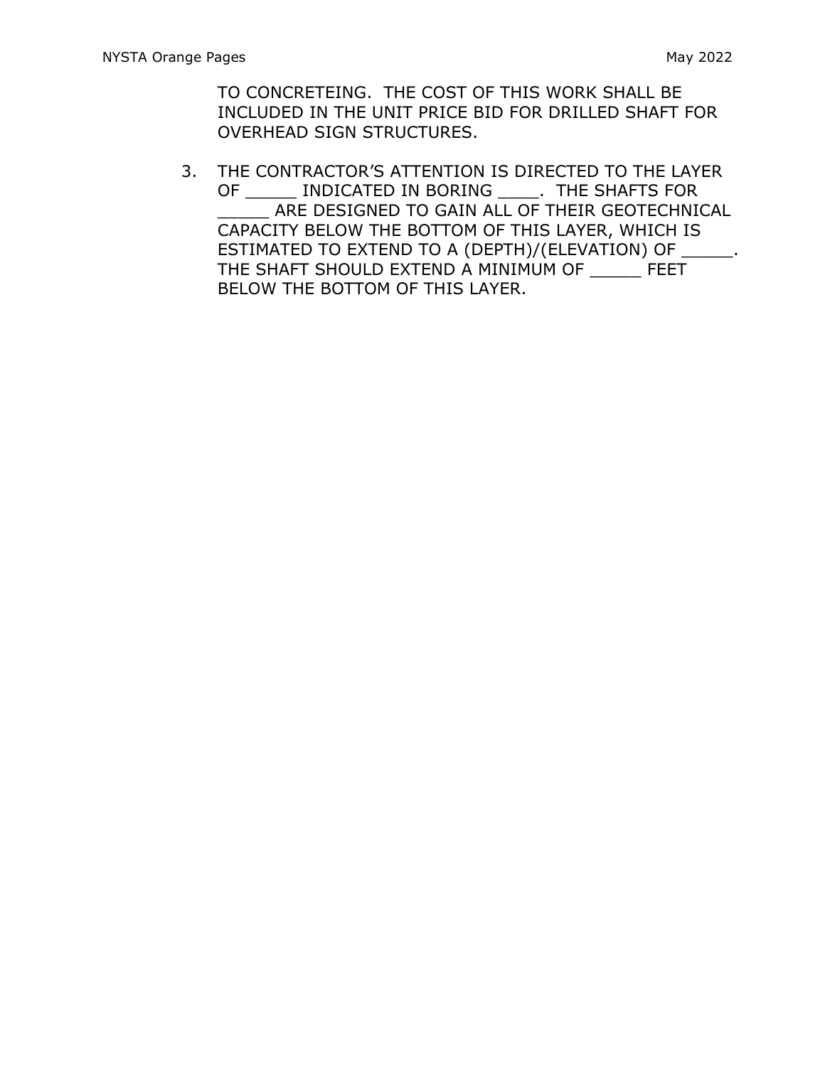TO CONCRETEING. THE COST OF THIS WORK SHALL BE INCLUDED IN THE UNIT PRICE BID FOR DRILLED SHAFT FOR OVERHEAD SIGN STRUCTURES.

3. THE CONTRACTOR'S ATTENTION IS DIRECTED TO THE LAYER OF _____ INDICATED IN BORING ____. THE SHAFTS FOR _____ ARE DESIGNED TO GAIN ALL OF THEIR GEOTECHNICAL CAPACITY BELOW THE BOTTOM OF THIS LAYER, WHICH IS ESTIMATED TO EXTEND TO A (DEPTH)/(ELEVATION) OF _____. THE SHAFT SHOULD EXTEND A MINIMUM OF _____ FEET BELOW THE BOTTOM OF THIS LAYER.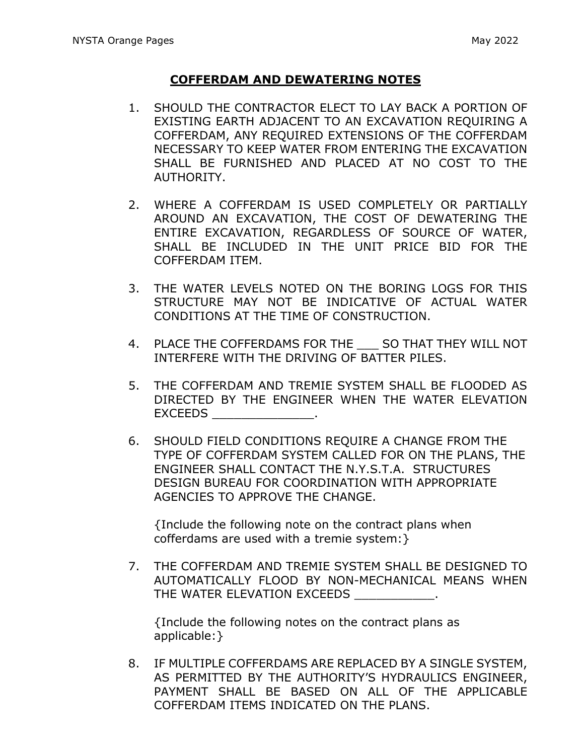## COFFERDAM AND DEWATERING NOTES

1. SHOULD THE CONTRACTOR ELECT TO LAY BACK A PORTION OF EXISTING EARTH ADJACENT TO AN EXCAVATION REQUIRING A COFFERDAM, ANY REQUIRED EXTENSIONS OF THE COFFERDAM NECESSARY TO KEEP WATER FROM ENTERING THE EXCAVATION SHALL BE FURNISHED AND PLACED AT NO COST TO THE AUTHORITY.

2. WHERE A COFFERDAM IS USED COMPLETELY OR PARTIALLY AROUND AN EXCAVATION, THE COST OF DEWATERING THE ENTIRE EXCAVATION, REGARDLESS OF SOURCE OF WATER, SHALL BE INCLUDED IN THE UNIT PRICE BID FOR THE COFFERDAM ITEM.

3. THE WATER LEVELS NOTED ON THE BORING LOGS FOR THIS STRUCTURE MAY NOT BE INDICATIVE OF ACTUAL WATER CONDITIONS AT THE TIME OF CONSTRUCTION.

4. PLACE THE COFFERDAMS FOR THE ___ SO THAT THEY WILL NOT INTERFERE WITH THE DRIVING OF BATTER PILES.

5. THE COFFERDAM AND TREMIE SYSTEM SHALL BE FLOODED AS DIRECTED BY THE ENGINEER WHEN THE WATER ELEVATION EXCEEDS ______________.

6. SHOULD FIELD CONDITIONS REQUIRE A CHANGE FROM THE TYPE OF COFFERDAM SYSTEM CALLED FOR ON THE PLANS, THE ENGINEER SHALL CONTACT THE N.Y.S.T.A. STRUCTURES DESIGN BUREAU FOR COORDINATION WITH APPROPRIATE AGENCIES TO APPROVE THE CHANGE.

   {Include the following note on the contract plans when cofferdams are used with a tremie system:}

7. THE COFFERDAM AND TREMIE SYSTEM SHALL BE DESIGNED TO AUTOMATICALLY FLOOD BY NON-MECHANICAL MEANS WHEN THE WATER ELEVATION EXCEEDS ___________.

   {Include the following notes on the contract plans as applicable:}

8. IF MULTIPLE COFFERDAMS ARE REPLACED BY A SINGLE SYSTEM, AS PERMITTED BY THE AUTHORITY'S HYDRAULICS ENGINEER, PAYMENT SHALL BE BASED ON ALL OF THE APPLICABLE COFFERDAM ITEMS INDICATED ON THE PLANS.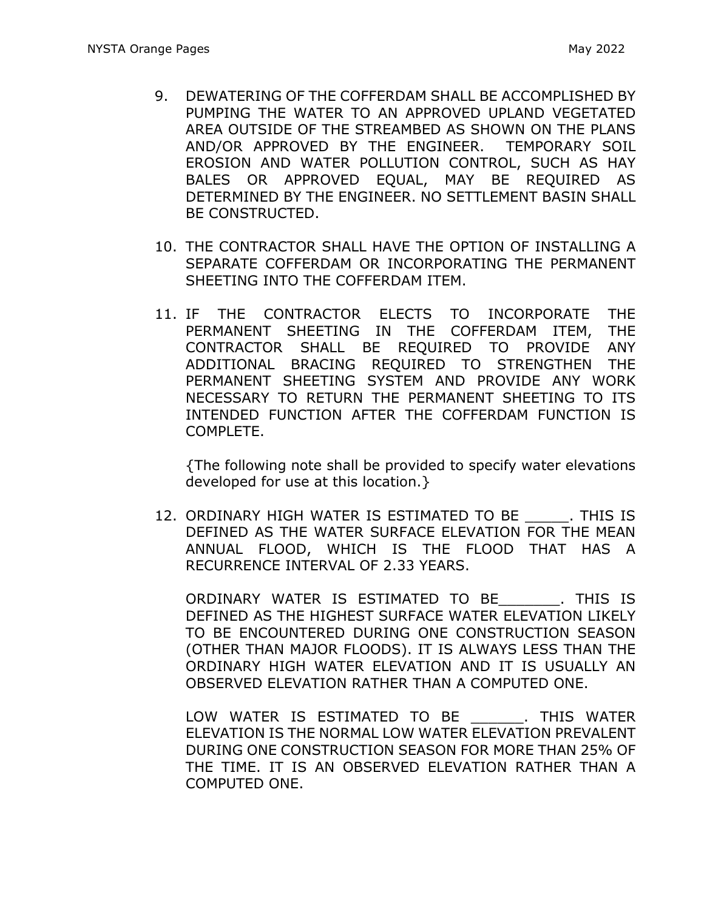9. DEWATERING OF THE COFFERDAM SHALL BE ACCOMPLISHED BY PUMPING THE WATER TO AN APPROVED UPLAND VEGETATED AREA OUTSIDE OF THE STREAMBED AS SHOWN ON THE PLANS AND/OR APPROVED BY THE ENGINEER. TEMPORARY SOIL EROSION AND WATER POLLUTION CONTROL, SUCH AS HAY BALES OR APPROVED EQUAL, MAY BE REQUIRED AS DETERMINED BY THE ENGINEER. NO SETTLEMENT BASIN SHALL BE CONSTRUCTED.

10. THE CONTRACTOR SHALL HAVE THE OPTION OF INSTALLING A SEPARATE COFFERDAM OR INCORPORATING THE PERMANENT SHEETING INTO THE COFFERDAM ITEM.

11. IF THE CONTRACTOR ELECTS TO INCORPORATE THE PERMANENT SHEETING IN THE COFFERDAM ITEM, THE CONTRACTOR SHALL BE REQUIRED TO PROVIDE ANY ADDITIONAL BRACING REQUIRED TO STRENGTHEN THE PERMANENT SHEETING SYSTEM AND PROVIDE ANY WORK NECESSARY TO RETURN THE PERMANENT SHEETING TO ITS INTENDED FUNCTION AFTER THE COFFERDAM FUNCTION IS COMPLETE.

    {The following note shall be provided to specify water elevations developed for use at this location.}

12. ORDINARY HIGH WATER IS ESTIMATED TO BE _____. THIS IS DEFINED AS THE WATER SURFACE ELEVATION FOR THE MEAN ANNUAL FLOOD, WHICH IS THE FLOOD THAT HAS A RECURRENCE INTERVAL OF 2.33 YEARS.

    ORDINARY WATER IS ESTIMATED TO BE_______. THIS IS DEFINED AS THE HIGHEST SURFACE WATER ELEVATION LIKELY TO BE ENCOUNTERED DURING ONE CONSTRUCTION SEASON (OTHER THAN MAJOR FLOODS). IT IS ALWAYS LESS THAN THE ORDINARY HIGH WATER ELEVATION AND IT IS USUALLY AN OBSERVED ELEVATION RATHER THAN A COMPUTED ONE.

    LOW WATER IS ESTIMATED TO BE ______. THIS WATER ELEVATION IS THE NORMAL LOW WATER ELEVATION PREVALENT DURING ONE CONSTRUCTION SEASON FOR MORE THAN 25% OF THE TIME. IT IS AN OBSERVED ELEVATION RATHER THAN A COMPUTED ONE.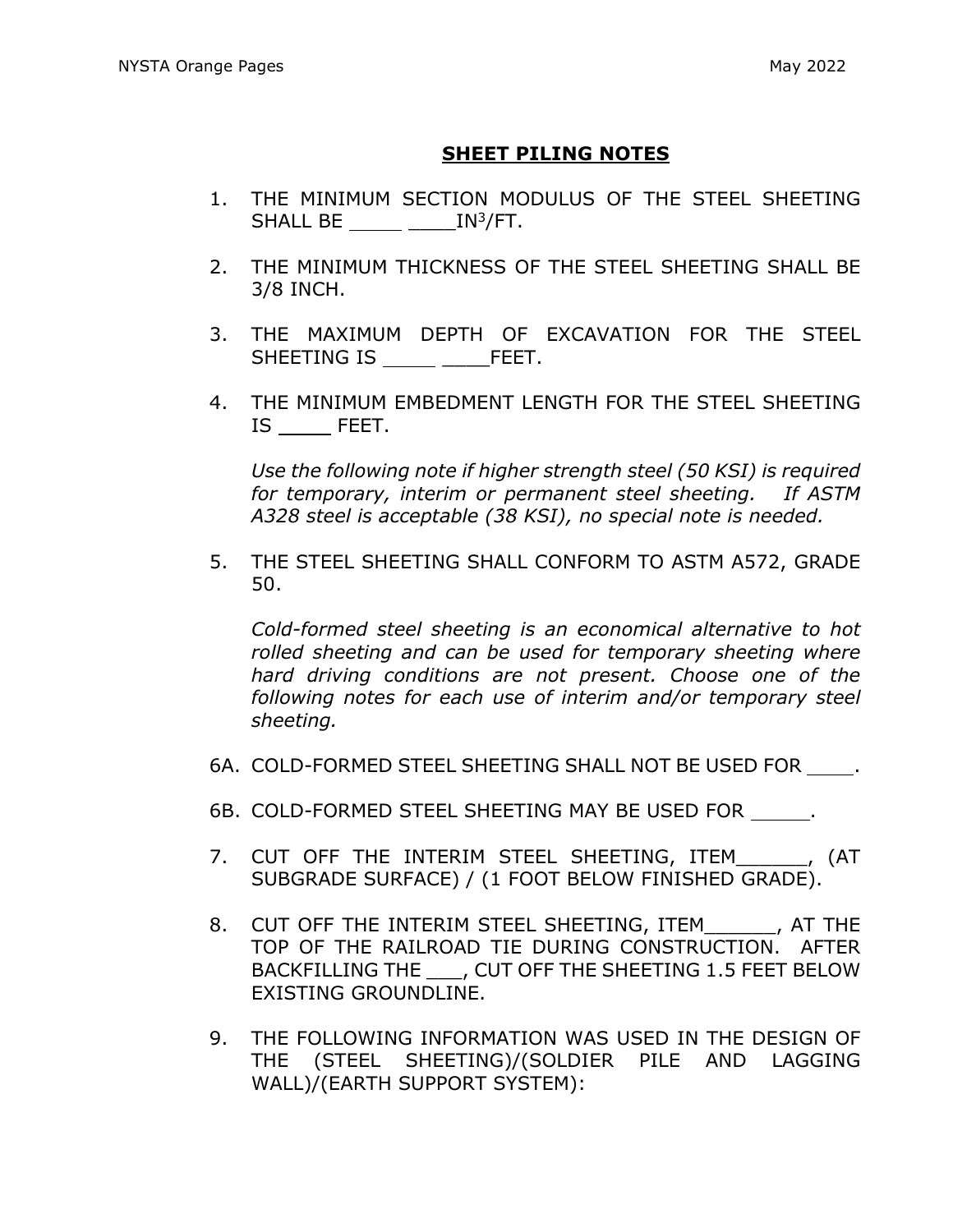## SHEET PILING NOTES

1. THE MINIMUM SECTION MODULUS OF THE STEEL SHEETING SHALL BE _____ ____IN$^3$/FT.

2. THE MINIMUM THICKNESS OF THE STEEL SHEETING SHALL BE 3/8 INCH.

3. THE MAXIMUM DEPTH OF EXCAVATION FOR THE STEEL SHEETING IS _____ ____FEET.

4. THE MINIMUM EMBEDMENT LENGTH FOR THE STEEL SHEETING IS ____ FEET.

   *Use the following note if higher strength steel (50 KSI) is required for temporary, interim or permanent steel sheeting. If ASTM A328 steel is acceptable (38 KSI), no special note is needed.*

5. THE STEEL SHEETING SHALL CONFORM TO ASTM A572, GRADE 50.

   *Cold-formed steel sheeting is an economical alternative to hot rolled sheeting and can be used for temporary sheeting where hard driving conditions are not present. Choose one of the following notes for each use of interim and/or temporary steel sheeting.*

6A. COLD-FORMED STEEL SHEETING SHALL NOT BE USED FOR ____.

6B. COLD-FORMED STEEL SHEETING MAY BE USED FOR _____.

7. CUT OFF THE INTERIM STEEL SHEETING, ITEM______, (AT SUBGRADE SURFACE) / (1 FOOT BELOW FINISHED GRADE).

8. CUT OFF THE INTERIM STEEL SHEETING, ITEM______, AT THE TOP OF THE RAILROAD TIE DURING CONSTRUCTION. AFTER BACKFILLING THE ___, CUT OFF THE SHEETING 1.5 FEET BELOW EXISTING GROUNDLINE.

9. THE FOLLOWING INFORMATION WAS USED IN THE DESIGN OF THE (STEEL SHEETING)/(SOLDIER PILE AND LAGGING WALL)/(EARTH SUPPORT SYSTEM):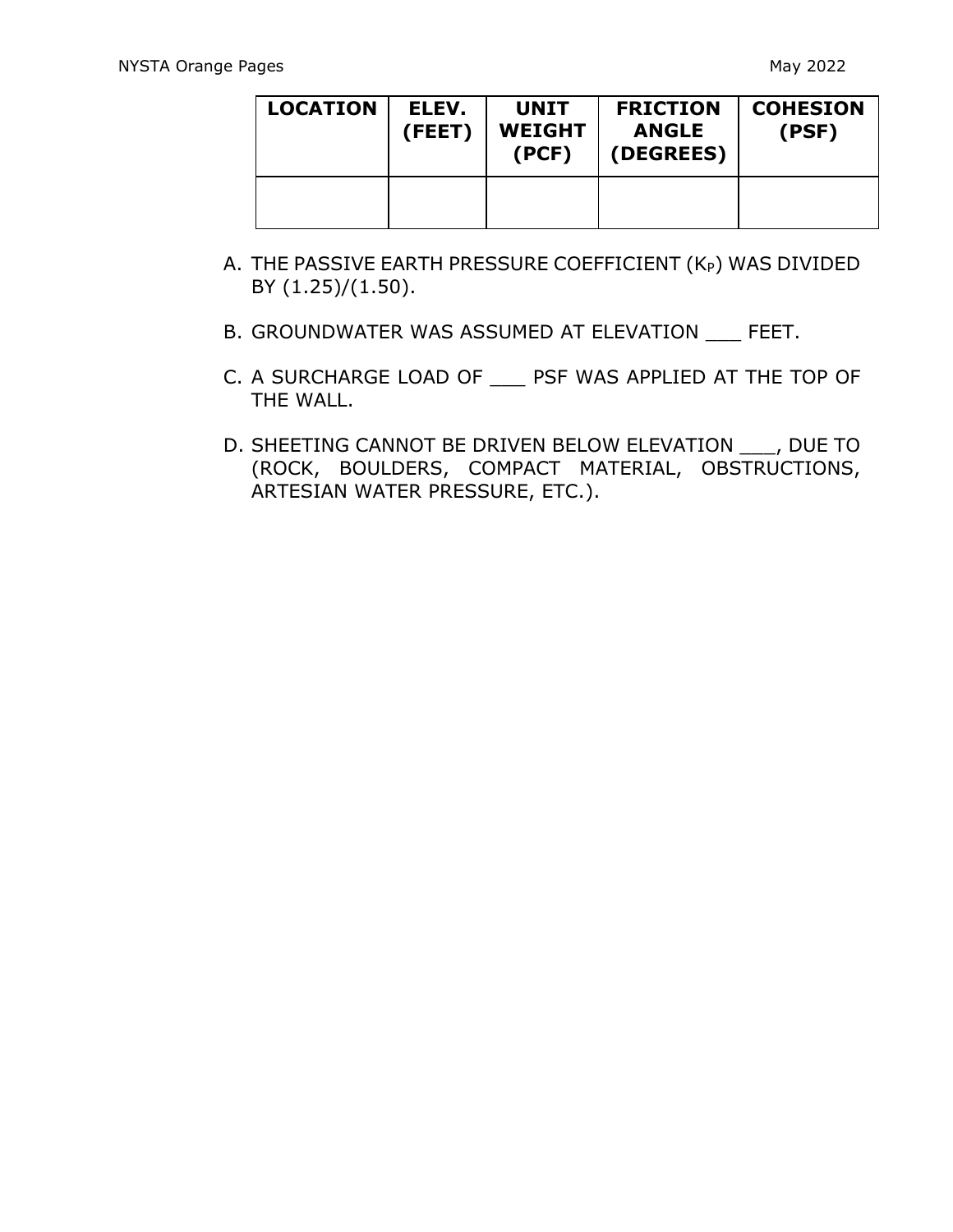| LOCATION | ELEV. (FEET) | UNIT WEIGHT (PCF) | FRICTION ANGLE (DEGREES) | COHESION (PSF) |
|---|---|---|---|---|
| | | | | |

A. THE PASSIVE EARTH PRESSURE COEFFICIENT ($K_P$) WAS DIVIDED BY (1.25)/(1.50).

B. GROUNDWATER WAS ASSUMED AT ELEVATION ___ FEET.

C. A SURCHARGE LOAD OF ___ PSF WAS APPLIED AT THE TOP OF THE WALL.

D. SHEETING CANNOT BE DRIVEN BELOW ELEVATION ___, DUE TO (ROCK, BOULDERS, COMPACT MATERIAL, OBSTRUCTIONS, ARTESIAN WATER PRESSURE, ETC.).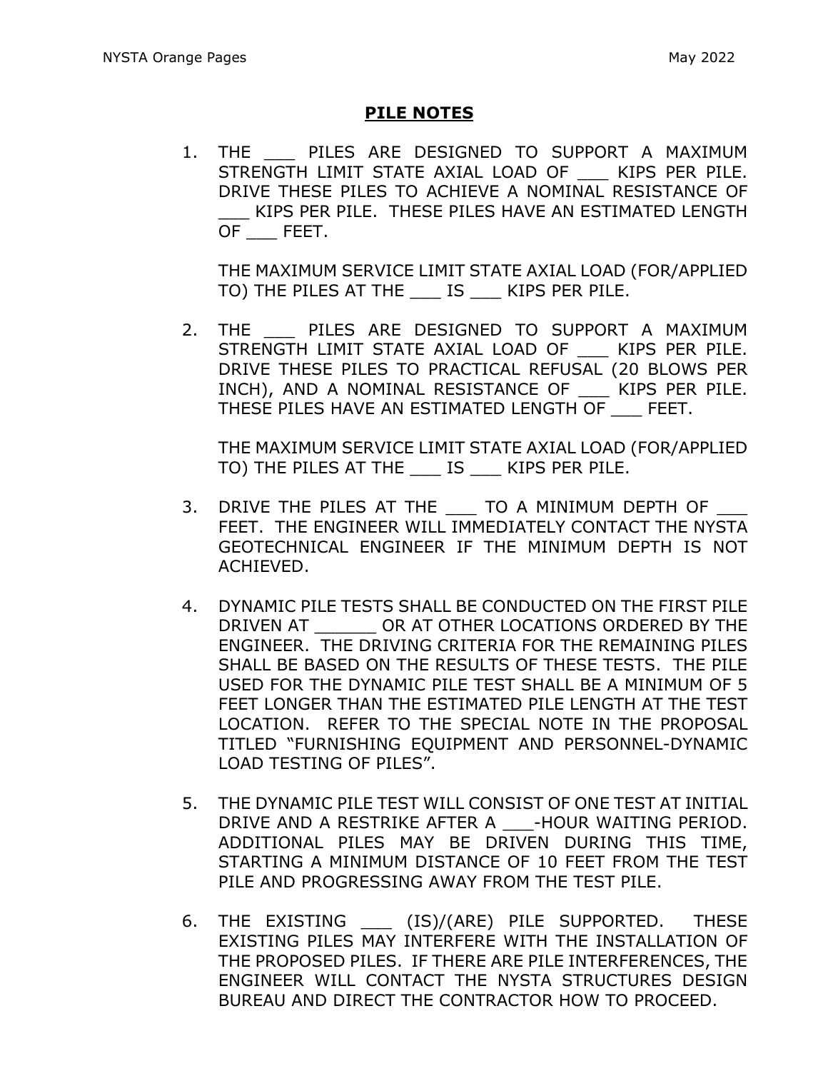## PILE NOTES

1. THE ___ PILES ARE DESIGNED TO SUPPORT A MAXIMUM STRENGTH LIMIT STATE AXIAL LOAD OF ___ KIPS PER PILE. DRIVE THESE PILES TO ACHIEVE A NOMINAL RESISTANCE OF ___ KIPS PER PILE. THESE PILES HAVE AN ESTIMATED LENGTH OF ___ FEET.

   THE MAXIMUM SERVICE LIMIT STATE AXIAL LOAD (FOR/APPLIED TO) THE PILES AT THE ___ IS ___ KIPS PER PILE.

2. THE ___ PILES ARE DESIGNED TO SUPPORT A MAXIMUM STRENGTH LIMIT STATE AXIAL LOAD OF ___ KIPS PER PILE. DRIVE THESE PILES TO PRACTICAL REFUSAL (20 BLOWS PER INCH), AND A NOMINAL RESISTANCE OF ___ KIPS PER PILE. THESE PILES HAVE AN ESTIMATED LENGTH OF ___ FEET.

   THE MAXIMUM SERVICE LIMIT STATE AXIAL LOAD (FOR/APPLIED TO) THE PILES AT THE ___ IS ___ KIPS PER PILE.

3. DRIVE THE PILES AT THE ___ TO A MINIMUM DEPTH OF ___ FEET. THE ENGINEER WILL IMMEDIATELY CONTACT THE NYSTA GEOTECHNICAL ENGINEER IF THE MINIMUM DEPTH IS NOT ACHIEVED.

4. DYNAMIC PILE TESTS SHALL BE CONDUCTED ON THE FIRST PILE DRIVEN AT ______ OR AT OTHER LOCATIONS ORDERED BY THE ENGINEER. THE DRIVING CRITERIA FOR THE REMAINING PILES SHALL BE BASED ON THE RESULTS OF THESE TESTS. THE PILE USED FOR THE DYNAMIC PILE TEST SHALL BE A MINIMUM OF 5 FEET LONGER THAN THE ESTIMATED PILE LENGTH AT THE TEST LOCATION. REFER TO THE SPECIAL NOTE IN THE PROPOSAL TITLED "FURNISHING EQUIPMENT AND PERSONNEL-DYNAMIC LOAD TESTING OF PILES".

5. THE DYNAMIC PILE TEST WILL CONSIST OF ONE TEST AT INITIAL DRIVE AND A RESTRIKE AFTER A ___-HOUR WAITING PERIOD. ADDITIONAL PILES MAY BE DRIVEN DURING THIS TIME, STARTING A MINIMUM DISTANCE OF 10 FEET FROM THE TEST PILE AND PROGRESSING AWAY FROM THE TEST PILE.

6. THE EXISTING ___ (IS)/(ARE) PILE SUPPORTED. THESE EXISTING PILES MAY INTERFERE WITH THE INSTALLATION OF THE PROPOSED PILES. IF THERE ARE PILE INTERFERENCES, THE ENGINEER WILL CONTACT THE NYSTA STRUCTURES DESIGN BUREAU AND DIRECT THE CONTRACTOR HOW TO PROCEED.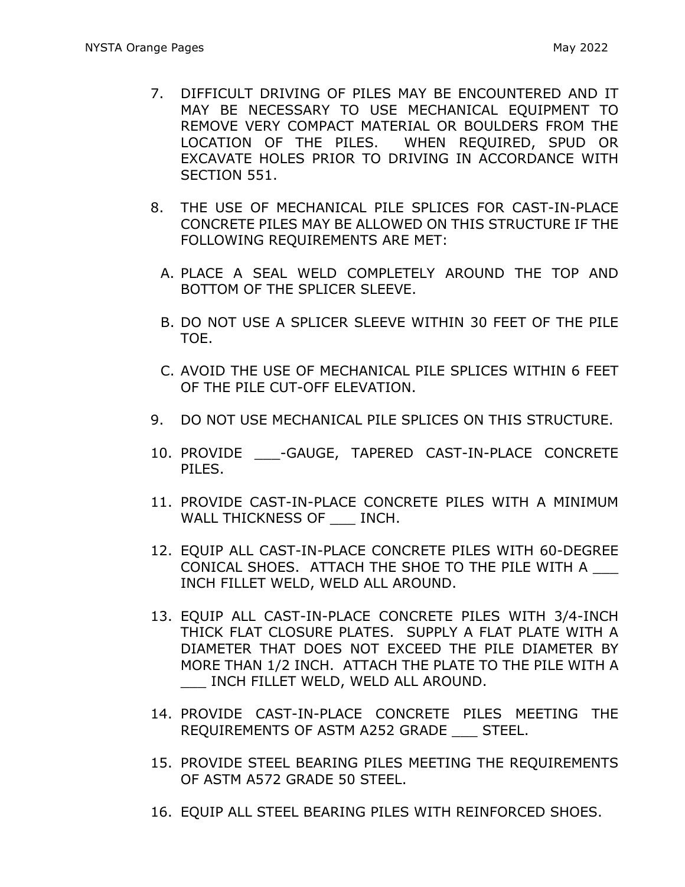7. DIFFICULT DRIVING OF PILES MAY BE ENCOUNTERED AND IT MAY BE NECESSARY TO USE MECHANICAL EQUIPMENT TO REMOVE VERY COMPACT MATERIAL OR BOULDERS FROM THE LOCATION OF THE PILES. WHEN REQUIRED, SPUD OR EXCAVATE HOLES PRIOR TO DRIVING IN ACCORDANCE WITH SECTION 551.

8. THE USE OF MECHANICAL PILE SPLICES FOR CAST-IN-PLACE CONCRETE PILES MAY BE ALLOWED ON THIS STRUCTURE IF THE FOLLOWING REQUIREMENTS ARE MET:

   A. PLACE A SEAL WELD COMPLETELY AROUND THE TOP AND BOTTOM OF THE SPLICER SLEEVE.

   B. DO NOT USE A SPLICER SLEEVE WITHIN 30 FEET OF THE PILE TOE.

   C. AVOID THE USE OF MECHANICAL PILE SPLICES WITHIN 6 FEET OF THE PILE CUT-OFF ELEVATION.

9. DO NOT USE MECHANICAL PILE SPLICES ON THIS STRUCTURE.

10. PROVIDE ___-GAUGE, TAPERED CAST-IN-PLACE CONCRETE PILES.

11. PROVIDE CAST-IN-PLACE CONCRETE PILES WITH A MINIMUM WALL THICKNESS OF ___ INCH.

12. EQUIP ALL CAST-IN-PLACE CONCRETE PILES WITH 60-DEGREE CONICAL SHOES. ATTACH THE SHOE TO THE PILE WITH A ___ INCH FILLET WELD, WELD ALL AROUND.

13. EQUIP ALL CAST-IN-PLACE CONCRETE PILES WITH 3/4-INCH THICK FLAT CLOSURE PLATES. SUPPLY A FLAT PLATE WITH A DIAMETER THAT DOES NOT EXCEED THE PILE DIAMETER BY MORE THAN 1/2 INCH. ATTACH THE PLATE TO THE PILE WITH A ___ INCH FILLET WELD, WELD ALL AROUND.

14. PROVIDE CAST-IN-PLACE CONCRETE PILES MEETING THE REQUIREMENTS OF ASTM A252 GRADE ___ STEEL.

15. PROVIDE STEEL BEARING PILES MEETING THE REQUIREMENTS OF ASTM A572 GRADE 50 STEEL.

16. EQUIP ALL STEEL BEARING PILES WITH REINFORCED SHOES.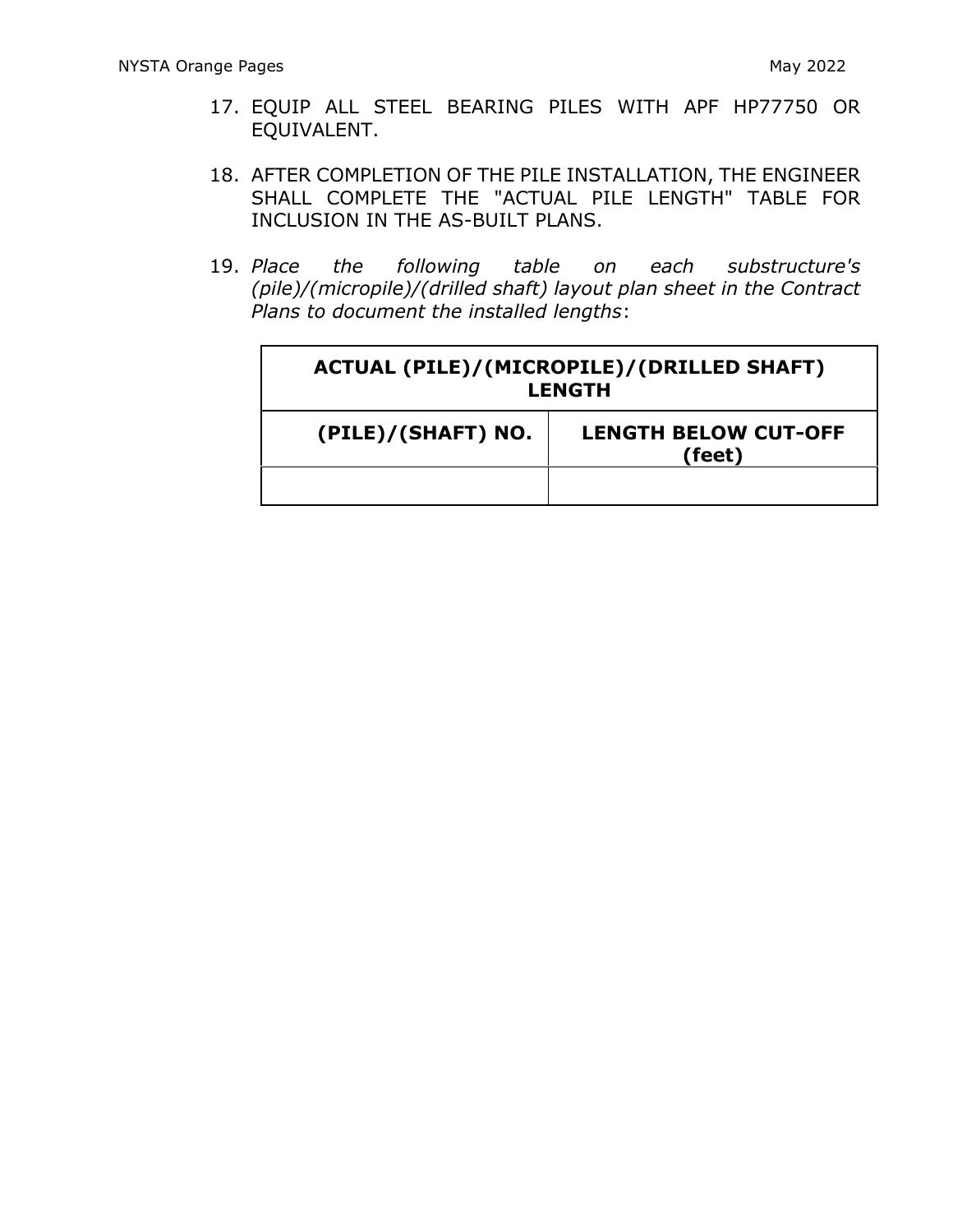17. EQUIP ALL STEEL BEARING PILES WITH APF HP77750 OR EQUIVALENT.

18. AFTER COMPLETION OF THE PILE INSTALLATION, THE ENGINEER SHALL COMPLETE THE "ACTUAL PILE LENGTH" TABLE FOR INCLUSION IN THE AS-BUILT PLANS.

19. *Place the following table on each substructure's (pile)/(micropile)/(drilled shaft) layout plan sheet in the Contract Plans to document the installed lengths*:

| **ACTUAL (PILE)/(MICROPILE)/(DRILLED SHAFT) LENGTH** | |
|---|---|
| **(PILE)/(SHAFT) NO.** | **LENGTH BELOW CUT-OFF (feet)** |
| | |